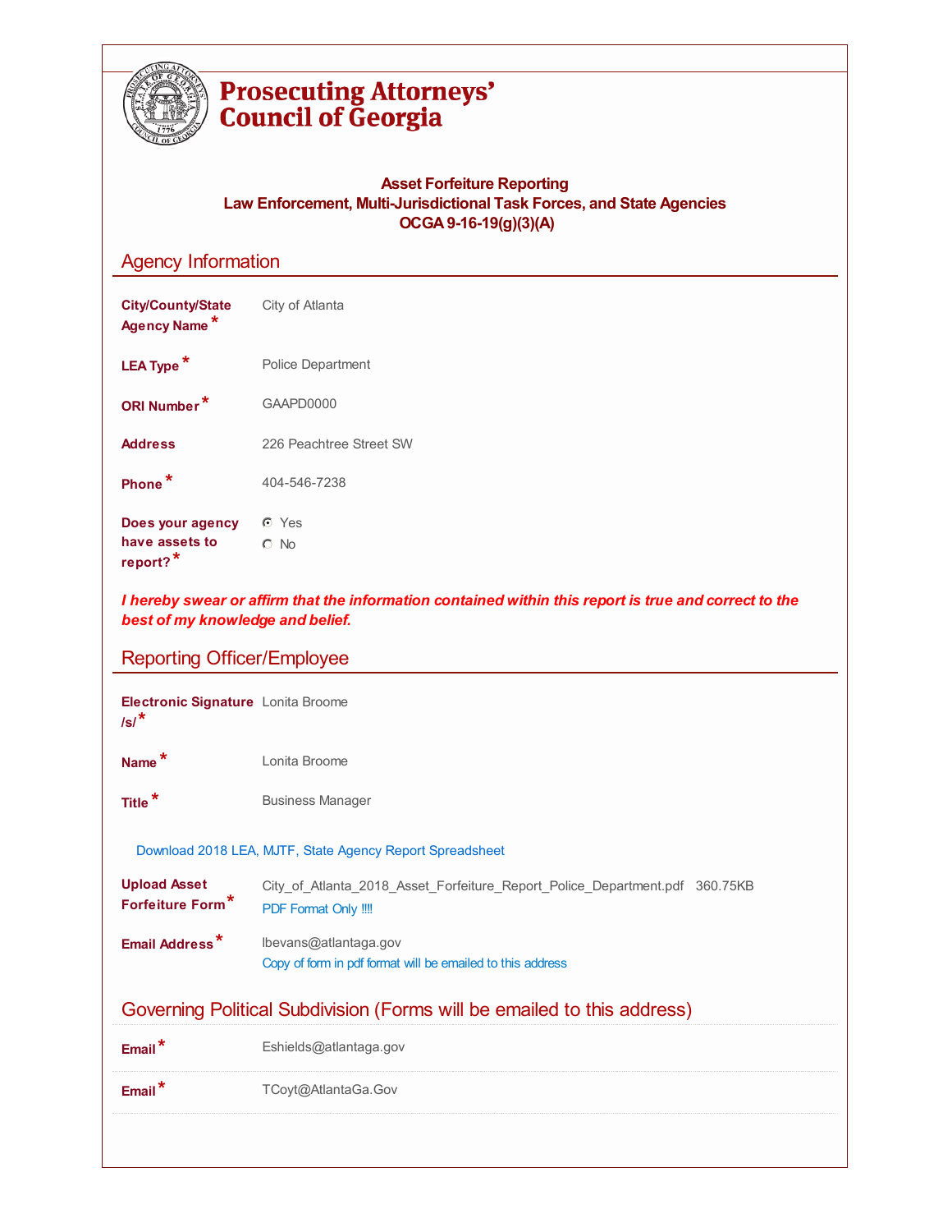# Prosecuting Attorneys' Council of Georgia

**Asset Forfeiture Reporting**
**Law Enforcement, Multi-Jurisdictional Task Forces, and State Agencies**
**OCGA 9-16-19(g)(3)(A)**

## Agency Information

| | |
|---|---|
| **City/County/State Agency Name*** | City of Atlanta |
| **LEA Type*** | Police Department |
| **ORI Number*** | GAAPD0000 |
| **Address** | 226 Peachtree Street SW |
| **Phone*** | 404-546-7238 |
| **Does your agency have assets to report?*** | ◉ Yes ○ No |

***I hereby swear or affirm that the information contained within this report is true and correct to the best of my knowledge and belief.***

## Reporting Officer/Employee

| | |
|---|---|
| **Electronic Signature /s/*** | Lonita Broome |
| **Name*** | Lonita Broome |
| **Title*** | Business Manager |

Download 2018 LEA, MJTF, State Agency Report Spreadsheet

| | |
|---|---|
| **Upload Asset Forfeiture Form*** | City_of_Atlanta_2018_Asset_Forfeiture_Report_Police_Department.pdf 360.75KB<br>PDF Format Only !!!! |
| **Email Address*** | lbevans@atlantaga.gov<br>Copy of form in pdf format will be emailed to this address |

## Governing Political Subdivision (Forms will be emailed to this address)

| | |
|---|---|
| **Email*** | Eshields@atlantaga.gov |
| **Email*** | TCoyt@AtlantaGa.Gov |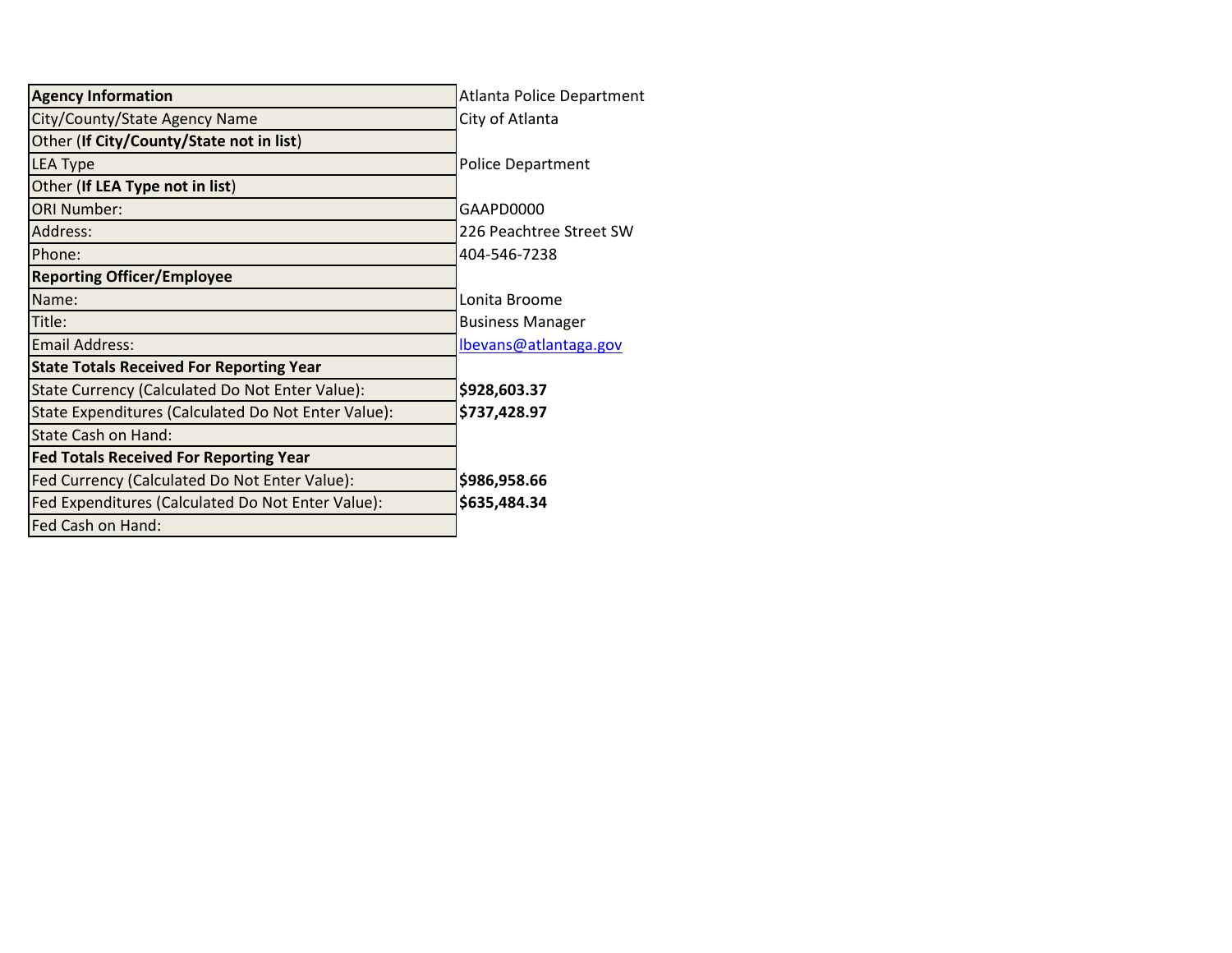| **Agency Information** | Atlanta Police Department |
|---|---|
| City/County/State Agency Name | City of Atlanta |
| Other (**If City/County/State not in list**) | |
| LEA Type | Police Department |
| Other (**If LEA Type not in list**) | |
| ORI Number: | GAAPD0000 |
| Address: | 226 Peachtree Street SW |
| Phone: | 404-546-7238 |
| **Reporting Officer/Employee** | |
| Name: | Lonita Broome |
| Title: | Business Manager |
| Email Address: | lbevans@atlantaga.gov |
| **State Totals Received For Reporting Year** | |
| State Currency (Calculated Do Not Enter Value): | **$928,603.37** |
| State Expenditures (Calculated Do Not Enter Value): | **$737,428.97** |
| State Cash on Hand: | |
| **Fed Totals Received For Reporting Year** | |
| Fed Currency (Calculated Do Not Enter Value): | **$986,958.66** |
| Fed Expenditures (Calculated Do Not Enter Value): | **$635,484.34** |
| Fed Cash on Hand: | |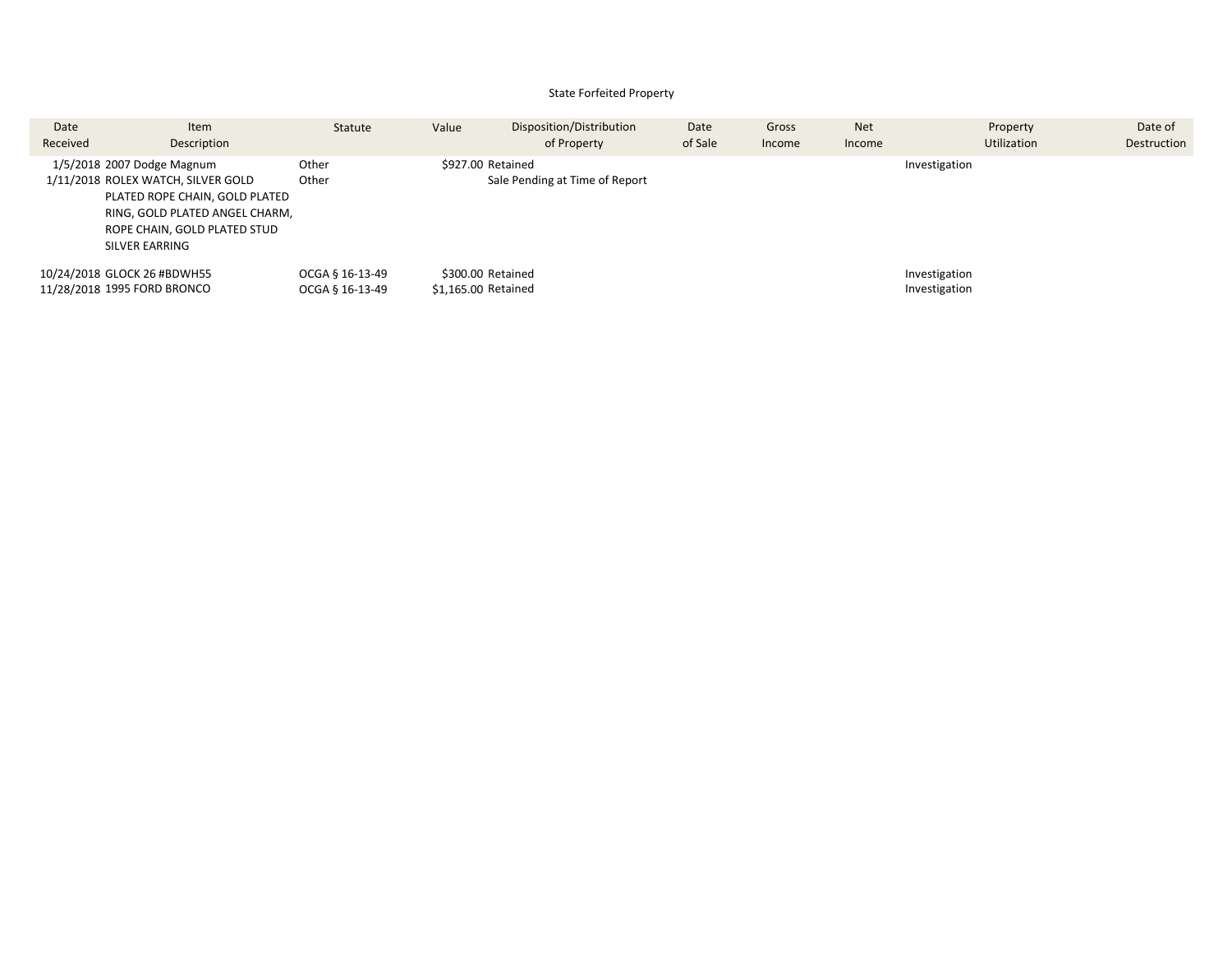State Forfeited Property

| Date Received | Item Description | Statute | Value | Disposition/Distribution of Property | Date of Sale | Gross Income | Net Income | Property Utilization | Date of Destruction |
|---|---|---|---|---|---|---|---|---|---|
| 1/5/2018 | 2007 Dodge Magnum | Other | $927.00 | Retained | | | | Investigation | |
| 1/11/2018 | ROLEX WATCH, SILVER GOLD PLATED ROPE CHAIN, GOLD PLATED RING, GOLD PLATED ANGEL CHARM, ROPE CHAIN, GOLD PLATED STUD SILVER EARRING | Other | | Sale Pending at Time of Report | | | | | |
| 10/24/2018 | GLOCK 26 #BDWH55 | OCGA § 16-13-49 | $300.00 | Retained | | | | Investigation | |
| 11/28/2018 | 1995 FORD BRONCO | OCGA § 16-13-49 | $1,165.00 | Retained | | | | Investigation | |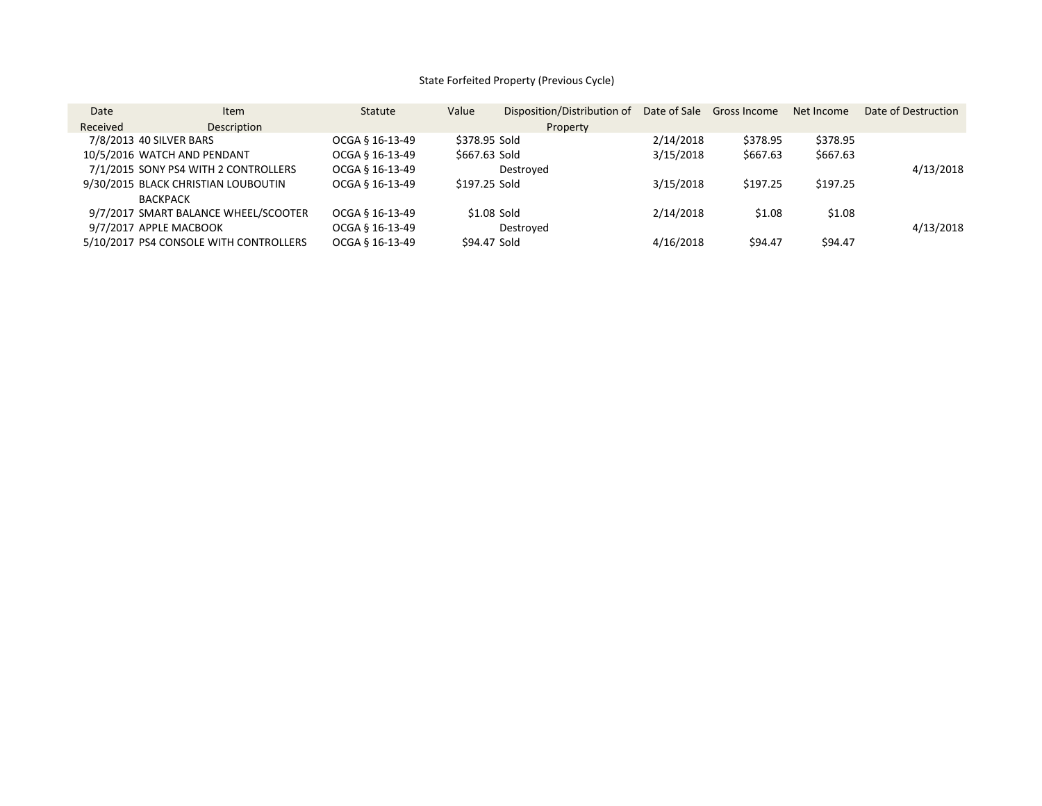State Forfeited Property (Previous Cycle)

| Date Received | Item Description | Statute | Value | Disposition/Distribution of Property | Date of Sale | Gross Income | Net Income | Date of Destruction |
|---|---|---|---|---|---|---|---|---|
| 7/8/2013 | 40 SILVER BARS | OCGA § 16-13-49 | $378.95 | Sold | 2/14/2018 | $378.95 | $378.95 | |
| 10/5/2016 | WATCH AND PENDANT | OCGA § 16-13-49 | $667.63 | Sold | 3/15/2018 | $667.63 | $667.63 | |
| 7/1/2015 | SONY PS4 WITH 2 CONTROLLERS | OCGA § 16-13-49 | | Destroyed | | | | 4/13/2018 |
| 9/30/2015 | BLACK CHRISTIAN LOUBOUTIN BACKPACK | OCGA § 16-13-49 | $197.25 | Sold | 3/15/2018 | $197.25 | $197.25 | |
| 9/7/2017 | SMART BALANCE WHEEL/SCOOTER | OCGA § 16-13-49 | $1.08 | Sold | 2/14/2018 | $1.08 | $1.08 | |
| 9/7/2017 | APPLE MACBOOK | OCGA § 16-13-49 | | Destroyed | | | | 4/13/2018 |
| 5/10/2017 | PS4 CONSOLE WITH CONTROLLERS | OCGA § 16-13-49 | $94.47 | Sold | 4/16/2018 | $94.47 | $94.47 | |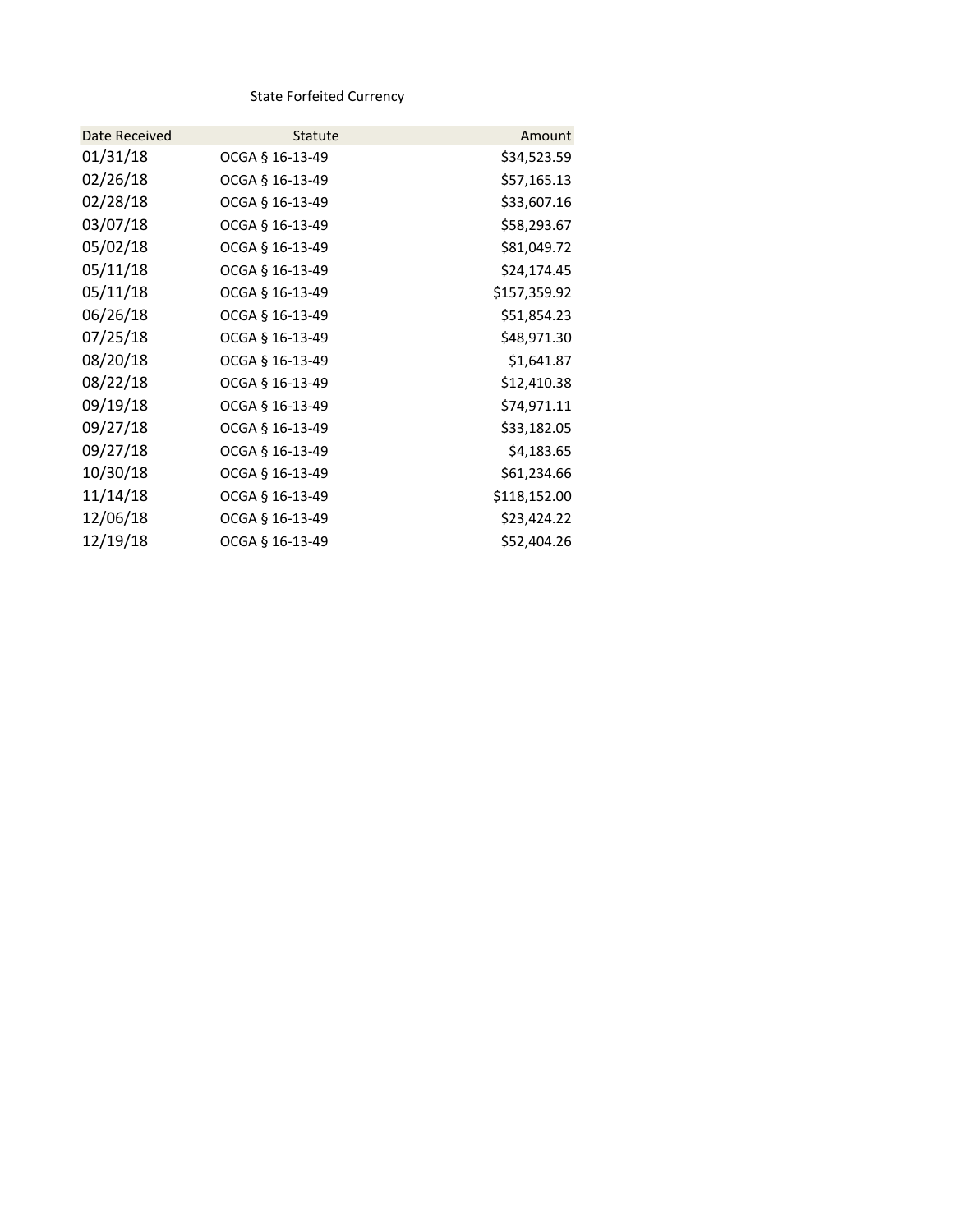State Forfeited Currency

| Date Received | Statute | Amount |
|---|---|---|
| 01/31/18 | OCGA § 16-13-49 | $34,523.59 |
| 02/26/18 | OCGA § 16-13-49 | $57,165.13 |
| 02/28/18 | OCGA § 16-13-49 | $33,607.16 |
| 03/07/18 | OCGA § 16-13-49 | $58,293.67 |
| 05/02/18 | OCGA § 16-13-49 | $81,049.72 |
| 05/11/18 | OCGA § 16-13-49 | $24,174.45 |
| 05/11/18 | OCGA § 16-13-49 | $157,359.92 |
| 06/26/18 | OCGA § 16-13-49 | $51,854.23 |
| 07/25/18 | OCGA § 16-13-49 | $48,971.30 |
| 08/20/18 | OCGA § 16-13-49 | $1,641.87 |
| 08/22/18 | OCGA § 16-13-49 | $12,410.38 |
| 09/19/18 | OCGA § 16-13-49 | $74,971.11 |
| 09/27/18 | OCGA § 16-13-49 | $33,182.05 |
| 09/27/18 | OCGA § 16-13-49 | $4,183.65 |
| 10/30/18 | OCGA § 16-13-49 | $61,234.66 |
| 11/14/18 | OCGA § 16-13-49 | $118,152.00 |
| 12/06/18 | OCGA § 16-13-49 | $23,424.22 |
| 12/19/18 | OCGA § 16-13-49 | $52,404.26 |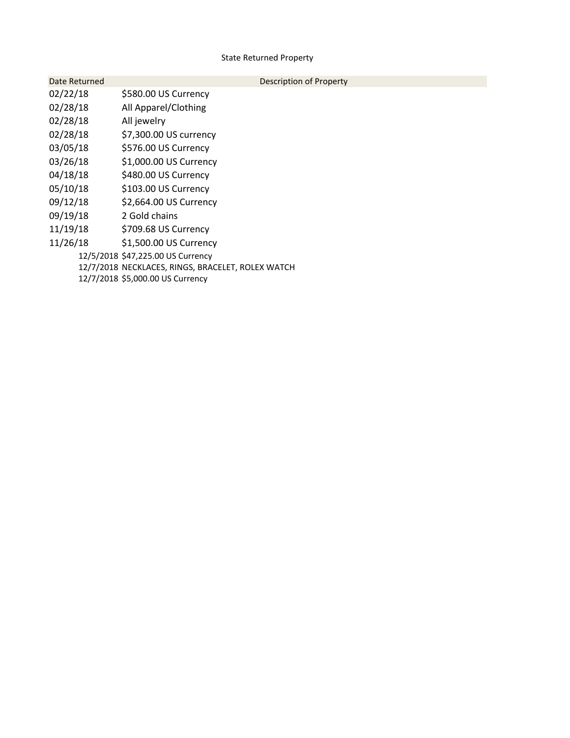State Returned Property

| Date Returned | Description of Property |
| --- | --- |
| 02/22/18 | $580.00 US Currency |
| 02/28/18 | All Apparel/Clothing |
| 02/28/18 | All jewelry |
| 02/28/18 | $7,300.00 US currency |
| 03/05/18 | $576.00 US Currency |
| 03/26/18 | $1,000.00 US Currency |
| 04/18/18 | $480.00 US Currency |
| 05/10/18 | $103.00 US Currency |
| 09/12/18 | $2,664.00 US Currency |
| 09/19/18 | 2 Gold chains |
| 11/19/18 | $709.68 US Currency |
| 11/26/18 | $1,500.00 US Currency |
| 12/5/2018 | $47,225.00 US Currency |
| 12/7/2018 | NECKLACES, RINGS, BRACELET, ROLEX WATCH |
| 12/7/2018 | $5,000.00 US Currency |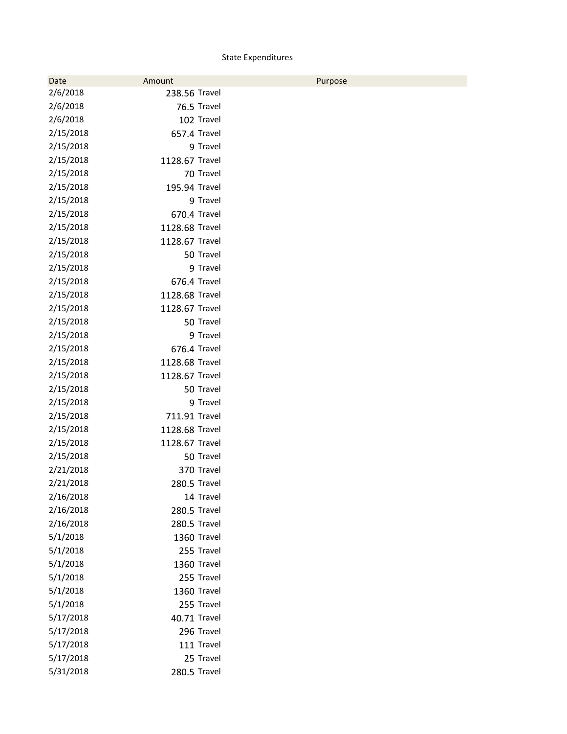State Expenditures

| Date | Amount | Purpose |
|---|---|---|
| 2/6/2018 | 238.56 | Travel |
| 2/6/2018 | 76.5 | Travel |
| 2/6/2018 | 102 | Travel |
| 2/15/2018 | 657.4 | Travel |
| 2/15/2018 | 9 | Travel |
| 2/15/2018 | 1128.67 | Travel |
| 2/15/2018 | 70 | Travel |
| 2/15/2018 | 195.94 | Travel |
| 2/15/2018 | 9 | Travel |
| 2/15/2018 | 670.4 | Travel |
| 2/15/2018 | 1128.68 | Travel |
| 2/15/2018 | 1128.67 | Travel |
| 2/15/2018 | 50 | Travel |
| 2/15/2018 | 9 | Travel |
| 2/15/2018 | 676.4 | Travel |
| 2/15/2018 | 1128.68 | Travel |
| 2/15/2018 | 1128.67 | Travel |
| 2/15/2018 | 50 | Travel |
| 2/15/2018 | 9 | Travel |
| 2/15/2018 | 676.4 | Travel |
| 2/15/2018 | 1128.68 | Travel |
| 2/15/2018 | 1128.67 | Travel |
| 2/15/2018 | 50 | Travel |
| 2/15/2018 | 9 | Travel |
| 2/15/2018 | 711.91 | Travel |
| 2/15/2018 | 1128.68 | Travel |
| 2/15/2018 | 1128.67 | Travel |
| 2/15/2018 | 50 | Travel |
| 2/21/2018 | 370 | Travel |
| 2/21/2018 | 280.5 | Travel |
| 2/16/2018 | 14 | Travel |
| 2/16/2018 | 280.5 | Travel |
| 2/16/2018 | 280.5 | Travel |
| 5/1/2018 | 1360 | Travel |
| 5/1/2018 | 255 | Travel |
| 5/1/2018 | 1360 | Travel |
| 5/1/2018 | 255 | Travel |
| 5/1/2018 | 1360 | Travel |
| 5/1/2018 | 255 | Travel |
| 5/17/2018 | 40.71 | Travel |
| 5/17/2018 | 296 | Travel |
| 5/17/2018 | 111 | Travel |
| 5/17/2018 | 25 | Travel |
| 5/31/2018 | 280.5 | Travel |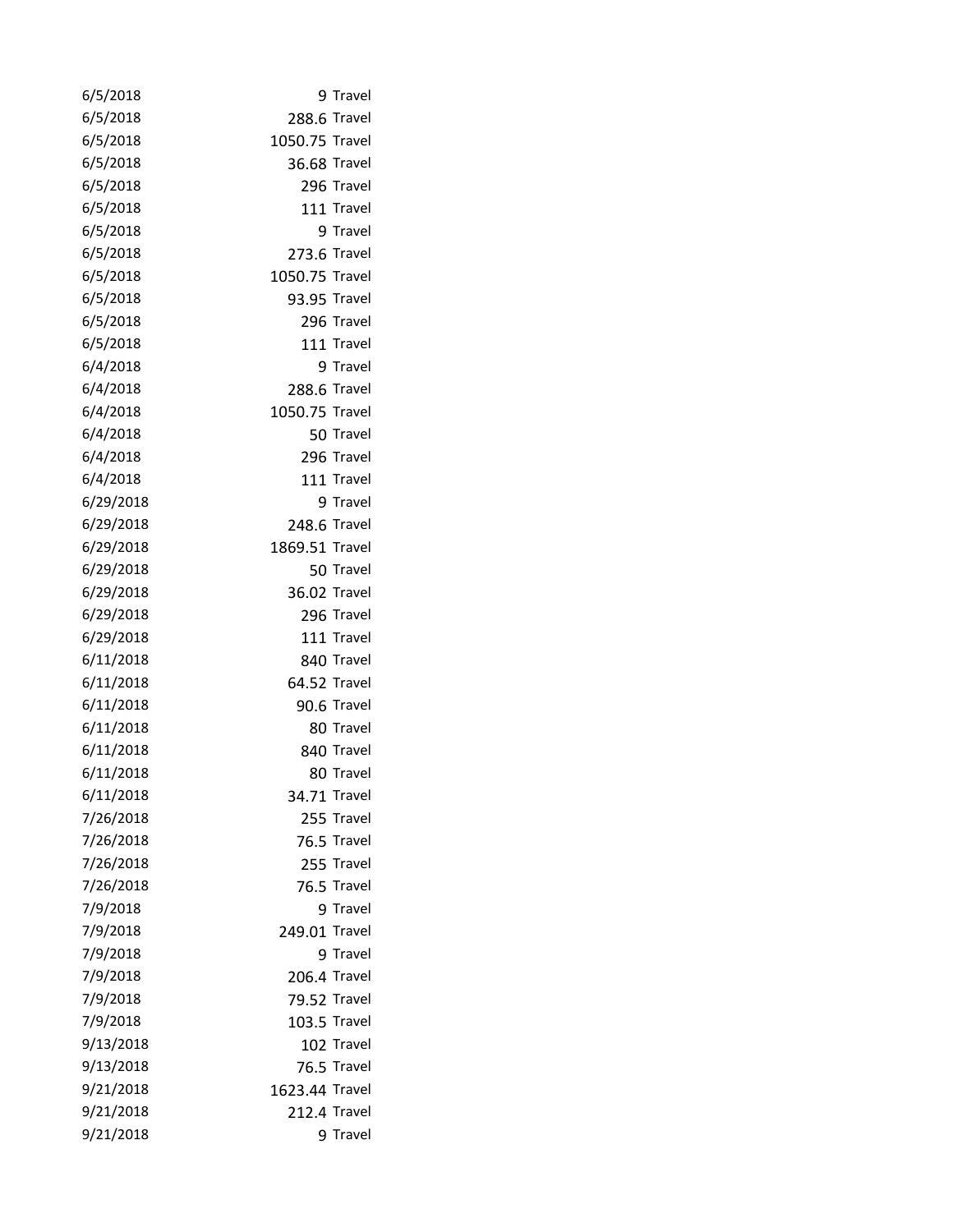| | | |
|---|---|---|
| 6/5/2018 | 9 | Travel |
| 6/5/2018 | 288.6 | Travel |
| 6/5/2018 | 1050.75 | Travel |
| 6/5/2018 | 36.68 | Travel |
| 6/5/2018 | 296 | Travel |
| 6/5/2018 | 111 | Travel |
| 6/5/2018 | 9 | Travel |
| 6/5/2018 | 273.6 | Travel |
| 6/5/2018 | 1050.75 | Travel |
| 6/5/2018 | 93.95 | Travel |
| 6/5/2018 | 296 | Travel |
| 6/5/2018 | 111 | Travel |
| 6/4/2018 | 9 | Travel |
| 6/4/2018 | 288.6 | Travel |
| 6/4/2018 | 1050.75 | Travel |
| 6/4/2018 | 50 | Travel |
| 6/4/2018 | 296 | Travel |
| 6/4/2018 | 111 | Travel |
| 6/29/2018 | 9 | Travel |
| 6/29/2018 | 248.6 | Travel |
| 6/29/2018 | 1869.51 | Travel |
| 6/29/2018 | 50 | Travel |
| 6/29/2018 | 36.02 | Travel |
| 6/29/2018 | 296 | Travel |
| 6/29/2018 | 111 | Travel |
| 6/11/2018 | 840 | Travel |
| 6/11/2018 | 64.52 | Travel |
| 6/11/2018 | 90.6 | Travel |
| 6/11/2018 | 80 | Travel |
| 6/11/2018 | 840 | Travel |
| 6/11/2018 | 80 | Travel |
| 6/11/2018 | 34.71 | Travel |
| 7/26/2018 | 255 | Travel |
| 7/26/2018 | 76.5 | Travel |
| 7/26/2018 | 255 | Travel |
| 7/26/2018 | 76.5 | Travel |
| 7/9/2018 | 9 | Travel |
| 7/9/2018 | 249.01 | Travel |
| 7/9/2018 | 9 | Travel |
| 7/9/2018 | 206.4 | Travel |
| 7/9/2018 | 79.52 | Travel |
| 7/9/2018 | 103.5 | Travel |
| 9/13/2018 | 102 | Travel |
| 9/13/2018 | 76.5 | Travel |
| 9/21/2018 | 1623.44 | Travel |
| 9/21/2018 | 212.4 | Travel |
| 9/21/2018 | 9 | Travel |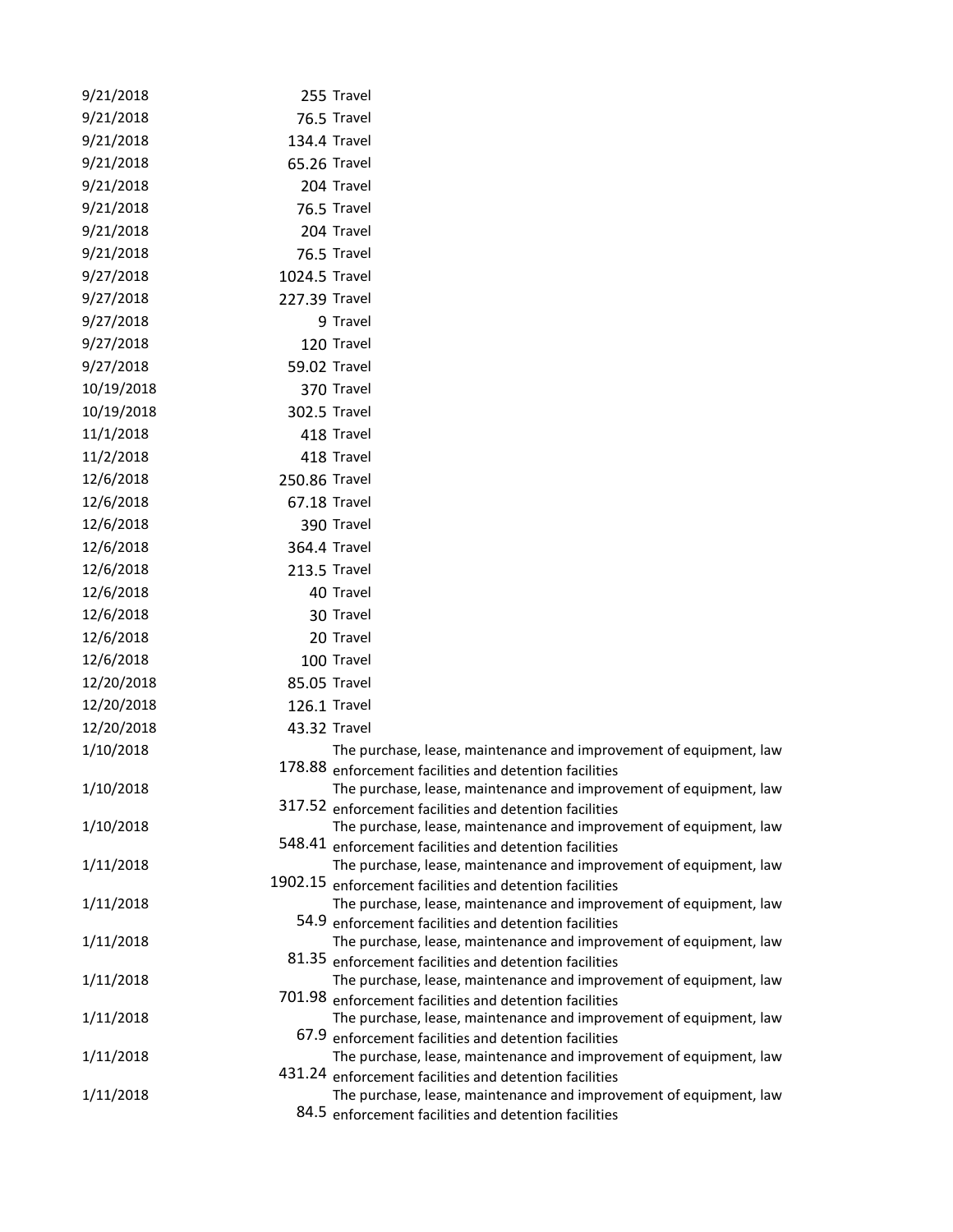| | | |
|---|---|---|
| 9/21/2018 | 255 | Travel |
| 9/21/2018 | 76.5 | Travel |
| 9/21/2018 | 134.4 | Travel |
| 9/21/2018 | 65.26 | Travel |
| 9/21/2018 | 204 | Travel |
| 9/21/2018 | 76.5 | Travel |
| 9/21/2018 | 204 | Travel |
| 9/21/2018 | 76.5 | Travel |
| 9/27/2018 | 1024.5 | Travel |
| 9/27/2018 | 227.39 | Travel |
| 9/27/2018 | 9 | Travel |
| 9/27/2018 | 120 | Travel |
| 9/27/2018 | 59.02 | Travel |
| 10/19/2018 | 370 | Travel |
| 10/19/2018 | 302.5 | Travel |
| 11/1/2018 | 418 | Travel |
| 11/2/2018 | 418 | Travel |
| 12/6/2018 | 250.86 | Travel |
| 12/6/2018 | 67.18 | Travel |
| 12/6/2018 | 390 | Travel |
| 12/6/2018 | 364.4 | Travel |
| 12/6/2018 | 213.5 | Travel |
| 12/6/2018 | 40 | Travel |
| 12/6/2018 | 30 | Travel |
| 12/6/2018 | 20 | Travel |
| 12/6/2018 | 100 | Travel |
| 12/20/2018 | 85.05 | Travel |
| 12/20/2018 | 126.1 | Travel |
| 12/20/2018 | 43.32 | Travel |
| 1/10/2018 | 178.88 | The purchase, lease, maintenance and improvement of equipment, law enforcement facilities and detention facilities |
| 1/10/2018 | 317.52 | The purchase, lease, maintenance and improvement of equipment, law enforcement facilities and detention facilities |
| 1/10/2018 | 548.41 | The purchase, lease, maintenance and improvement of equipment, law enforcement facilities and detention facilities |
| 1/11/2018 | 1902.15 | The purchase, lease, maintenance and improvement of equipment, law enforcement facilities and detention facilities |
| 1/11/2018 | 54.9 | The purchase, lease, maintenance and improvement of equipment, law enforcement facilities and detention facilities |
| 1/11/2018 | 81.35 | The purchase, lease, maintenance and improvement of equipment, law enforcement facilities and detention facilities |
| 1/11/2018 | 701.98 | The purchase, lease, maintenance and improvement of equipment, law enforcement facilities and detention facilities |
| 1/11/2018 | 67.9 | The purchase, lease, maintenance and improvement of equipment, law enforcement facilities and detention facilities |
| 1/11/2018 | 431.24 | The purchase, lease, maintenance and improvement of equipment, law enforcement facilities and detention facilities |
| 1/11/2018 | 84.5 | The purchase, lease, maintenance and improvement of equipment, law enforcement facilities and detention facilities |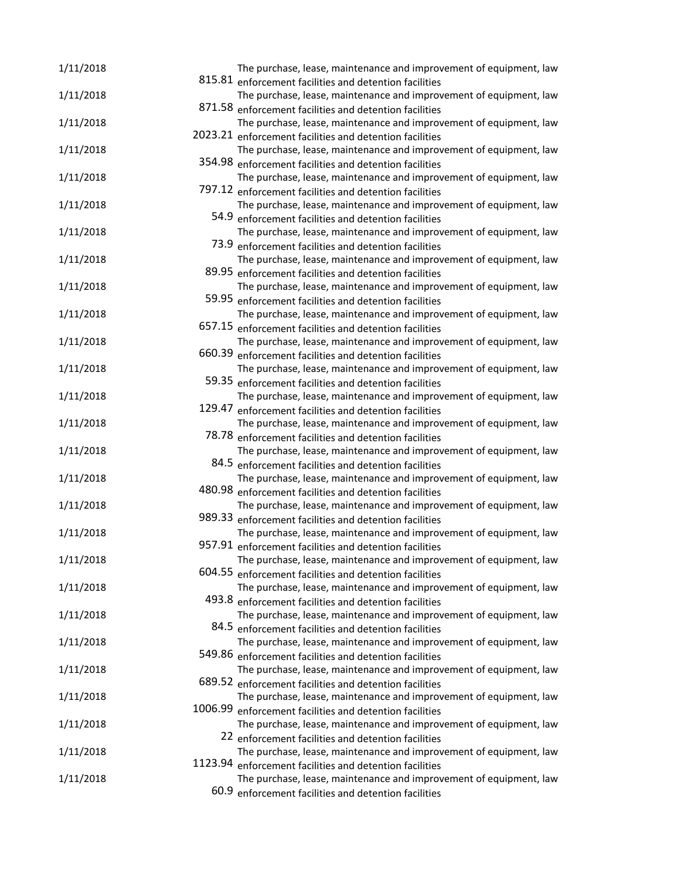| | | |
|---|---|---|
| 1/11/2018 | 815.81 | The purchase, lease, maintenance and improvement of equipment, law enforcement facilities and detention facilities |
| 1/11/2018 | 871.58 | The purchase, lease, maintenance and improvement of equipment, law enforcement facilities and detention facilities |
| 1/11/2018 | 2023.21 | The purchase, lease, maintenance and improvement of equipment, law enforcement facilities and detention facilities |
| 1/11/2018 | 354.98 | The purchase, lease, maintenance and improvement of equipment, law enforcement facilities and detention facilities |
| 1/11/2018 | 797.12 | The purchase, lease, maintenance and improvement of equipment, law enforcement facilities and detention facilities |
| 1/11/2018 | 54.9 | The purchase, lease, maintenance and improvement of equipment, law enforcement facilities and detention facilities |
| 1/11/2018 | 73.9 | The purchase, lease, maintenance and improvement of equipment, law enforcement facilities and detention facilities |
| 1/11/2018 | 89.95 | The purchase, lease, maintenance and improvement of equipment, law enforcement facilities and detention facilities |
| 1/11/2018 | 59.95 | The purchase, lease, maintenance and improvement of equipment, law enforcement facilities and detention facilities |
| 1/11/2018 | 657.15 | The purchase, lease, maintenance and improvement of equipment, law enforcement facilities and detention facilities |
| 1/11/2018 | 660.39 | The purchase, lease, maintenance and improvement of equipment, law enforcement facilities and detention facilities |
| 1/11/2018 | 59.35 | The purchase, lease, maintenance and improvement of equipment, law enforcement facilities and detention facilities |
| 1/11/2018 | 129.47 | The purchase, lease, maintenance and improvement of equipment, law enforcement facilities and detention facilities |
| 1/11/2018 | 78.78 | The purchase, lease, maintenance and improvement of equipment, law enforcement facilities and detention facilities |
| 1/11/2018 | 84.5 | The purchase, lease, maintenance and improvement of equipment, law enforcement facilities and detention facilities |
| 1/11/2018 | 480.98 | The purchase, lease, maintenance and improvement of equipment, law enforcement facilities and detention facilities |
| 1/11/2018 | 989.33 | The purchase, lease, maintenance and improvement of equipment, law enforcement facilities and detention facilities |
| 1/11/2018 | 957.91 | The purchase, lease, maintenance and improvement of equipment, law enforcement facilities and detention facilities |
| 1/11/2018 | 604.55 | The purchase, lease, maintenance and improvement of equipment, law enforcement facilities and detention facilities |
| 1/11/2018 | 493.8 | The purchase, lease, maintenance and improvement of equipment, law enforcement facilities and detention facilities |
| 1/11/2018 | 84.5 | The purchase, lease, maintenance and improvement of equipment, law enforcement facilities and detention facilities |
| 1/11/2018 | 549.86 | The purchase, lease, maintenance and improvement of equipment, law enforcement facilities and detention facilities |
| 1/11/2018 | 689.52 | The purchase, lease, maintenance and improvement of equipment, law enforcement facilities and detention facilities |
| 1/11/2018 | 1006.99 | The purchase, lease, maintenance and improvement of equipment, law enforcement facilities and detention facilities |
| 1/11/2018 | 22 | The purchase, lease, maintenance and improvement of equipment, law enforcement facilities and detention facilities |
| 1/11/2018 | 1123.94 | The purchase, lease, maintenance and improvement of equipment, law enforcement facilities and detention facilities |
| 1/11/2018 | 60.9 | The purchase, lease, maintenance and improvement of equipment, law enforcement facilities and detention facilities |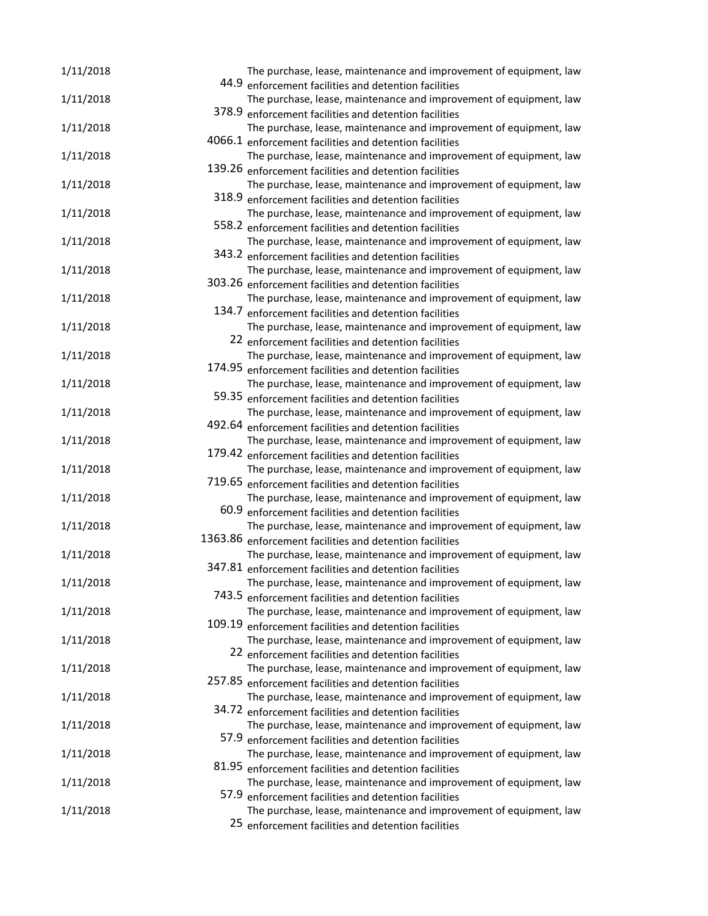| | | |
|---|---|---|
| 1/11/2018 | 44.9 | The purchase, lease, maintenance and improvement of equipment, law enforcement facilities and detention facilities |
| 1/11/2018 | 378.9 | The purchase, lease, maintenance and improvement of equipment, law enforcement facilities and detention facilities |
| 1/11/2018 | 4066.1 | The purchase, lease, maintenance and improvement of equipment, law enforcement facilities and detention facilities |
| 1/11/2018 | 139.26 | The purchase, lease, maintenance and improvement of equipment, law enforcement facilities and detention facilities |
| 1/11/2018 | 318.9 | The purchase, lease, maintenance and improvement of equipment, law enforcement facilities and detention facilities |
| 1/11/2018 | 558.2 | The purchase, lease, maintenance and improvement of equipment, law enforcement facilities and detention facilities |
| 1/11/2018 | 343.2 | The purchase, lease, maintenance and improvement of equipment, law enforcement facilities and detention facilities |
| 1/11/2018 | 303.26 | The purchase, lease, maintenance and improvement of equipment, law enforcement facilities and detention facilities |
| 1/11/2018 | 134.7 | The purchase, lease, maintenance and improvement of equipment, law enforcement facilities and detention facilities |
| 1/11/2018 | 22 | The purchase, lease, maintenance and improvement of equipment, law enforcement facilities and detention facilities |
| 1/11/2018 | 174.95 | The purchase, lease, maintenance and improvement of equipment, law enforcement facilities and detention facilities |
| 1/11/2018 | 59.35 | The purchase, lease, maintenance and improvement of equipment, law enforcement facilities and detention facilities |
| 1/11/2018 | 492.64 | The purchase, lease, maintenance and improvement of equipment, law enforcement facilities and detention facilities |
| 1/11/2018 | 179.42 | The purchase, lease, maintenance and improvement of equipment, law enforcement facilities and detention facilities |
| 1/11/2018 | 719.65 | The purchase, lease, maintenance and improvement of equipment, law enforcement facilities and detention facilities |
| 1/11/2018 | 60.9 | The purchase, lease, maintenance and improvement of equipment, law enforcement facilities and detention facilities |
| 1/11/2018 | 1363.86 | The purchase, lease, maintenance and improvement of equipment, law enforcement facilities and detention facilities |
| 1/11/2018 | 347.81 | The purchase, lease, maintenance and improvement of equipment, law enforcement facilities and detention facilities |
| 1/11/2018 | 743.5 | The purchase, lease, maintenance and improvement of equipment, law enforcement facilities and detention facilities |
| 1/11/2018 | 109.19 | The purchase, lease, maintenance and improvement of equipment, law enforcement facilities and detention facilities |
| 1/11/2018 | 22 | The purchase, lease, maintenance and improvement of equipment, law enforcement facilities and detention facilities |
| 1/11/2018 | 257.85 | The purchase, lease, maintenance and improvement of equipment, law enforcement facilities and detention facilities |
| 1/11/2018 | 34.72 | The purchase, lease, maintenance and improvement of equipment, law enforcement facilities and detention facilities |
| 1/11/2018 | 57.9 | The purchase, lease, maintenance and improvement of equipment, law enforcement facilities and detention facilities |
| 1/11/2018 | 81.95 | The purchase, lease, maintenance and improvement of equipment, law enforcement facilities and detention facilities |
| 1/11/2018 | 57.9 | The purchase, lease, maintenance and improvement of equipment, law enforcement facilities and detention facilities |
| 1/11/2018 | 25 | The purchase, lease, maintenance and improvement of equipment, law enforcement facilities and detention facilities |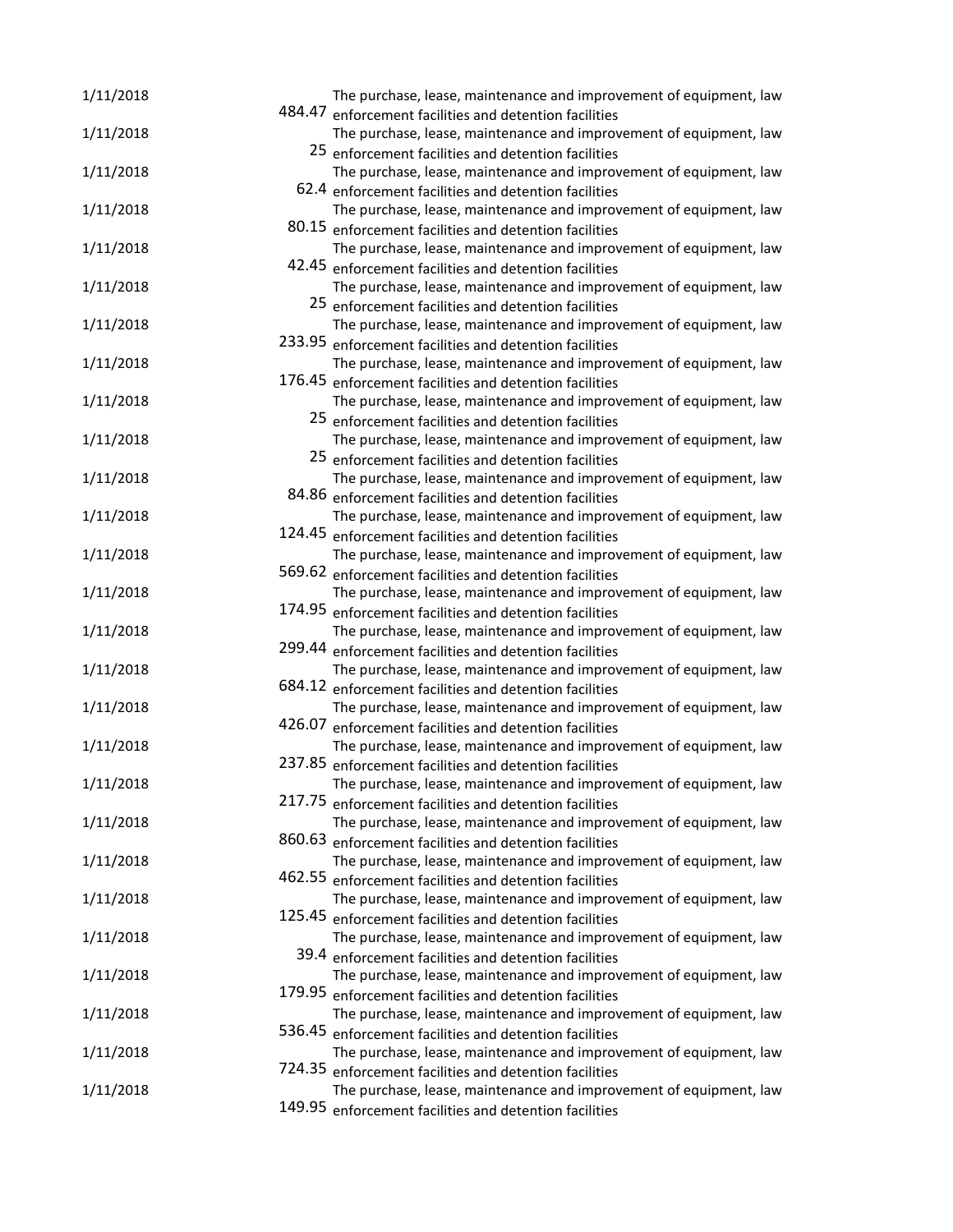| | | |
|---|---|---|
| 1/11/2018 | 484.47 | The purchase, lease, maintenance and improvement of equipment, law enforcement facilities and detention facilities |
| 1/11/2018 | 25 | The purchase, lease, maintenance and improvement of equipment, law enforcement facilities and detention facilities |
| 1/11/2018 | 62.4 | The purchase, lease, maintenance and improvement of equipment, law enforcement facilities and detention facilities |
| 1/11/2018 | 80.15 | The purchase, lease, maintenance and improvement of equipment, law enforcement facilities and detention facilities |
| 1/11/2018 | 42.45 | The purchase, lease, maintenance and improvement of equipment, law enforcement facilities and detention facilities |
| 1/11/2018 | 25 | The purchase, lease, maintenance and improvement of equipment, law enforcement facilities and detention facilities |
| 1/11/2018 | 233.95 | The purchase, lease, maintenance and improvement of equipment, law enforcement facilities and detention facilities |
| 1/11/2018 | 176.45 | The purchase, lease, maintenance and improvement of equipment, law enforcement facilities and detention facilities |
| 1/11/2018 | 25 | The purchase, lease, maintenance and improvement of equipment, law enforcement facilities and detention facilities |
| 1/11/2018 | 25 | The purchase, lease, maintenance and improvement of equipment, law enforcement facilities and detention facilities |
| 1/11/2018 | 84.86 | The purchase, lease, maintenance and improvement of equipment, law enforcement facilities and detention facilities |
| 1/11/2018 | 124.45 | The purchase, lease, maintenance and improvement of equipment, law enforcement facilities and detention facilities |
| 1/11/2018 | 569.62 | The purchase, lease, maintenance and improvement of equipment, law enforcement facilities and detention facilities |
| 1/11/2018 | 174.95 | The purchase, lease, maintenance and improvement of equipment, law enforcement facilities and detention facilities |
| 1/11/2018 | 299.44 | The purchase, lease, maintenance and improvement of equipment, law enforcement facilities and detention facilities |
| 1/11/2018 | 684.12 | The purchase, lease, maintenance and improvement of equipment, law enforcement facilities and detention facilities |
| 1/11/2018 | 426.07 | The purchase, lease, maintenance and improvement of equipment, law enforcement facilities and detention facilities |
| 1/11/2018 | 237.85 | The purchase, lease, maintenance and improvement of equipment, law enforcement facilities and detention facilities |
| 1/11/2018 | 217.75 | The purchase, lease, maintenance and improvement of equipment, law enforcement facilities and detention facilities |
| 1/11/2018 | 860.63 | The purchase, lease, maintenance and improvement of equipment, law enforcement facilities and detention facilities |
| 1/11/2018 | 462.55 | The purchase, lease, maintenance and improvement of equipment, law enforcement facilities and detention facilities |
| 1/11/2018 | 125.45 | The purchase, lease, maintenance and improvement of equipment, law enforcement facilities and detention facilities |
| 1/11/2018 | 39.4 | The purchase, lease, maintenance and improvement of equipment, law enforcement facilities and detention facilities |
| 1/11/2018 | 179.95 | The purchase, lease, maintenance and improvement of equipment, law enforcement facilities and detention facilities |
| 1/11/2018 | 536.45 | The purchase, lease, maintenance and improvement of equipment, law enforcement facilities and detention facilities |
| 1/11/2018 | 724.35 | The purchase, lease, maintenance and improvement of equipment, law enforcement facilities and detention facilities |
| 1/11/2018 | 149.95 | The purchase, lease, maintenance and improvement of equipment, law enforcement facilities and detention facilities |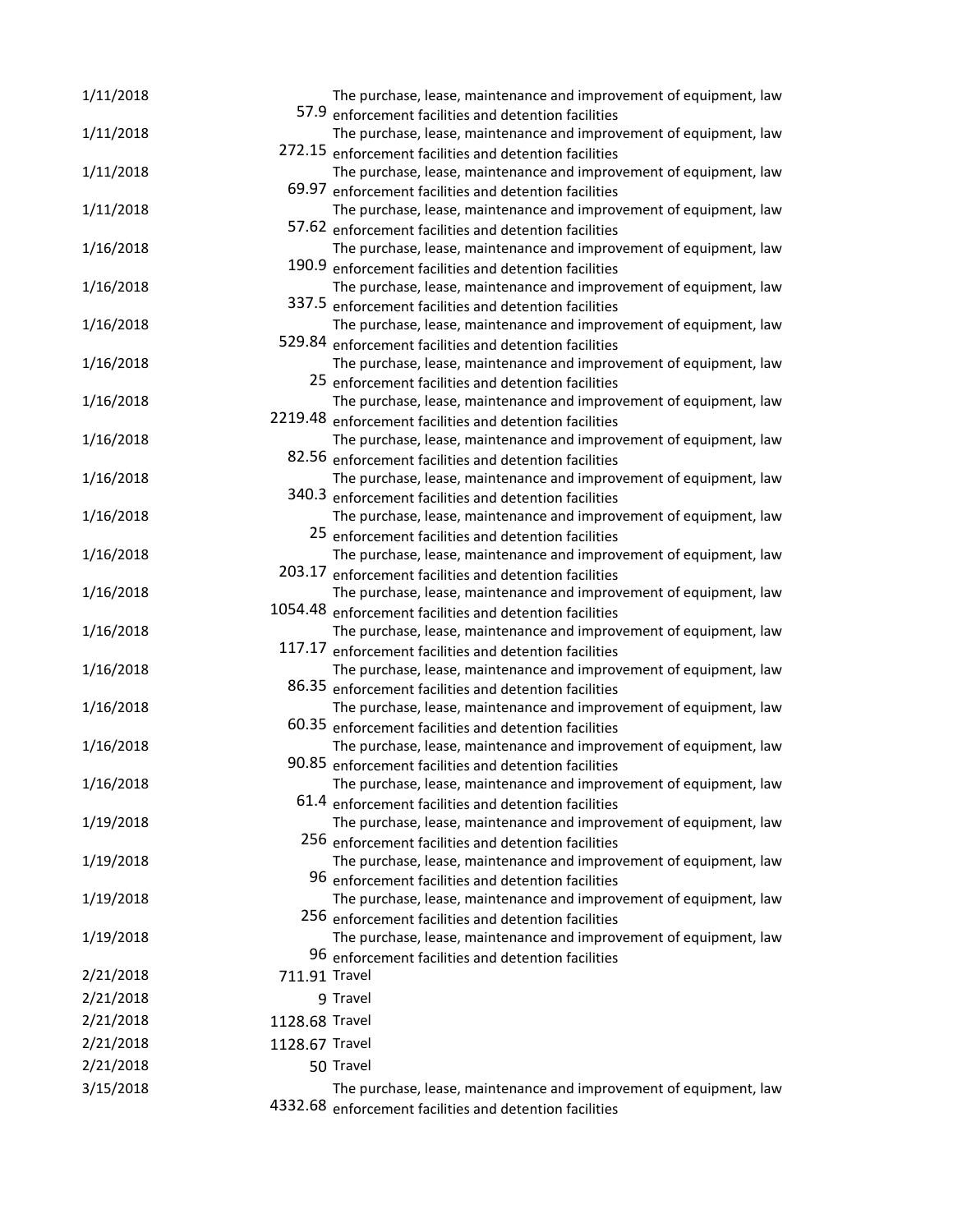| | | |
|---|---|---|
| 1/11/2018 | 57.9 | The purchase, lease, maintenance and improvement of equipment, law enforcement facilities and detention facilities |
| 1/11/2018 | 272.15 | The purchase, lease, maintenance and improvement of equipment, law enforcement facilities and detention facilities |
| 1/11/2018 | 69.97 | The purchase, lease, maintenance and improvement of equipment, law enforcement facilities and detention facilities |
| 1/11/2018 | 57.62 | The purchase, lease, maintenance and improvement of equipment, law enforcement facilities and detention facilities |
| 1/16/2018 | 190.9 | The purchase, lease, maintenance and improvement of equipment, law enforcement facilities and detention facilities |
| 1/16/2018 | 337.5 | The purchase, lease, maintenance and improvement of equipment, law enforcement facilities and detention facilities |
| 1/16/2018 | 529.84 | The purchase, lease, maintenance and improvement of equipment, law enforcement facilities and detention facilities |
| 1/16/2018 | 25 | The purchase, lease, maintenance and improvement of equipment, law enforcement facilities and detention facilities |
| 1/16/2018 | 2219.48 | The purchase, lease, maintenance and improvement of equipment, law enforcement facilities and detention facilities |
| 1/16/2018 | 82.56 | The purchase, lease, maintenance and improvement of equipment, law enforcement facilities and detention facilities |
| 1/16/2018 | 340.3 | The purchase, lease, maintenance and improvement of equipment, law enforcement facilities and detention facilities |
| 1/16/2018 | 25 | The purchase, lease, maintenance and improvement of equipment, law enforcement facilities and detention facilities |
| 1/16/2018 | 203.17 | The purchase, lease, maintenance and improvement of equipment, law enforcement facilities and detention facilities |
| 1/16/2018 | 1054.48 | The purchase, lease, maintenance and improvement of equipment, law enforcement facilities and detention facilities |
| 1/16/2018 | 117.17 | The purchase, lease, maintenance and improvement of equipment, law enforcement facilities and detention facilities |
| 1/16/2018 | 86.35 | The purchase, lease, maintenance and improvement of equipment, law enforcement facilities and detention facilities |
| 1/16/2018 | 60.35 | The purchase, lease, maintenance and improvement of equipment, law enforcement facilities and detention facilities |
| 1/16/2018 | 90.85 | The purchase, lease, maintenance and improvement of equipment, law enforcement facilities and detention facilities |
| 1/16/2018 | 61.4 | The purchase, lease, maintenance and improvement of equipment, law enforcement facilities and detention facilities |
| 1/19/2018 | 256 | The purchase, lease, maintenance and improvement of equipment, law enforcement facilities and detention facilities |
| 1/19/2018 | 96 | The purchase, lease, maintenance and improvement of equipment, law enforcement facilities and detention facilities |
| 1/19/2018 | 256 | The purchase, lease, maintenance and improvement of equipment, law enforcement facilities and detention facilities |
| 1/19/2018 | 96 | The purchase, lease, maintenance and improvement of equipment, law enforcement facilities and detention facilities |
| 2/21/2018 | 711.91 | Travel |
| 2/21/2018 | 9 | Travel |
| 2/21/2018 | 1128.68 | Travel |
| 2/21/2018 | 1128.67 | Travel |
| 2/21/2018 | 50 | Travel |
| 3/15/2018 | 4332.68 | The purchase, lease, maintenance and improvement of equipment, law enforcement facilities and detention facilities |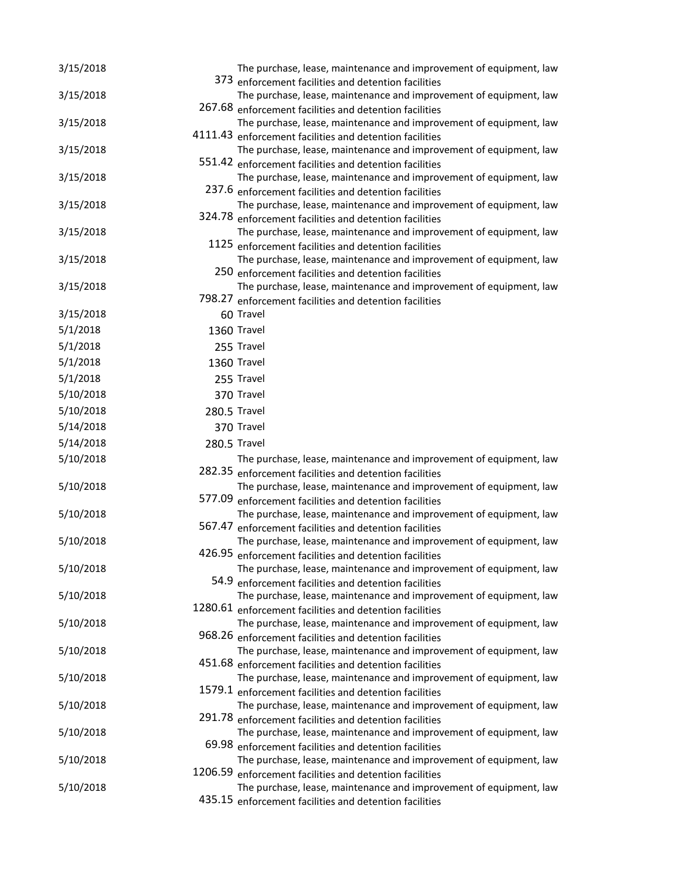| | | |
|---|---|---|
| 3/15/2018 | 373 | The purchase, lease, maintenance and improvement of equipment, law enforcement facilities and detention facilities |
| 3/15/2018 | 267.68 | The purchase, lease, maintenance and improvement of equipment, law enforcement facilities and detention facilities |
| 3/15/2018 | 4111.43 | The purchase, lease, maintenance and improvement of equipment, law enforcement facilities and detention facilities |
| 3/15/2018 | 551.42 | The purchase, lease, maintenance and improvement of equipment, law enforcement facilities and detention facilities |
| 3/15/2018 | 237.6 | The purchase, lease, maintenance and improvement of equipment, law enforcement facilities and detention facilities |
| 3/15/2018 | 324.78 | The purchase, lease, maintenance and improvement of equipment, law enforcement facilities and detention facilities |
| 3/15/2018 | 1125 | The purchase, lease, maintenance and improvement of equipment, law enforcement facilities and detention facilities |
| 3/15/2018 | 250 | The purchase, lease, maintenance and improvement of equipment, law enforcement facilities and detention facilities |
| 3/15/2018 | 798.27 | The purchase, lease, maintenance and improvement of equipment, law enforcement facilities and detention facilities |
| 3/15/2018 | 60 | Travel |
| 5/1/2018 | 1360 | Travel |
| 5/1/2018 | 255 | Travel |
| 5/1/2018 | 1360 | Travel |
| 5/1/2018 | 255 | Travel |
| 5/10/2018 | 370 | Travel |
| 5/10/2018 | 280.5 | Travel |
| 5/14/2018 | 370 | Travel |
| 5/14/2018 | 280.5 | Travel |
| 5/10/2018 | 282.35 | The purchase, lease, maintenance and improvement of equipment, law enforcement facilities and detention facilities |
| 5/10/2018 | 577.09 | The purchase, lease, maintenance and improvement of equipment, law enforcement facilities and detention facilities |
| 5/10/2018 | 567.47 | The purchase, lease, maintenance and improvement of equipment, law enforcement facilities and detention facilities |
| 5/10/2018 | 426.95 | The purchase, lease, maintenance and improvement of equipment, law enforcement facilities and detention facilities |
| 5/10/2018 | 54.9 | The purchase, lease, maintenance and improvement of equipment, law enforcement facilities and detention facilities |
| 5/10/2018 | 1280.61 | The purchase, lease, maintenance and improvement of equipment, law enforcement facilities and detention facilities |
| 5/10/2018 | 968.26 | The purchase, lease, maintenance and improvement of equipment, law enforcement facilities and detention facilities |
| 5/10/2018 | 451.68 | The purchase, lease, maintenance and improvement of equipment, law enforcement facilities and detention facilities |
| 5/10/2018 | 1579.1 | The purchase, lease, maintenance and improvement of equipment, law enforcement facilities and detention facilities |
| 5/10/2018 | 291.78 | The purchase, lease, maintenance and improvement of equipment, law enforcement facilities and detention facilities |
| 5/10/2018 | 69.98 | The purchase, lease, maintenance and improvement of equipment, law enforcement facilities and detention facilities |
| 5/10/2018 | 1206.59 | The purchase, lease, maintenance and improvement of equipment, law enforcement facilities and detention facilities |
| 5/10/2018 | 435.15 | The purchase, lease, maintenance and improvement of equipment, law enforcement facilities and detention facilities |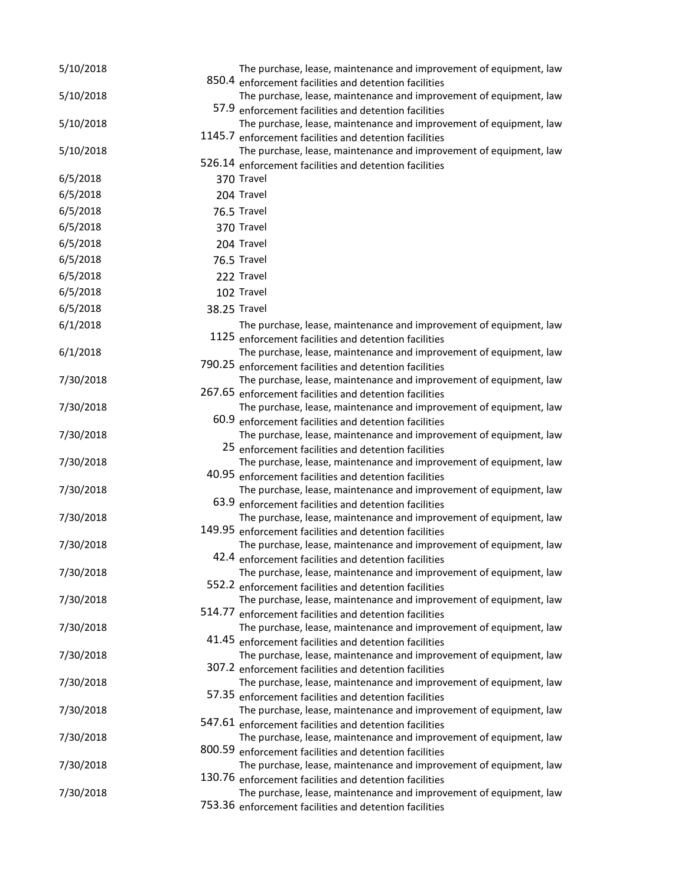| | | |
|---|---|---|
| 5/10/2018 | 850.4 | The purchase, lease, maintenance and improvement of equipment, law enforcement facilities and detention facilities |
| 5/10/2018 | 57.9 | The purchase, lease, maintenance and improvement of equipment, law enforcement facilities and detention facilities |
| 5/10/2018 | 1145.7 | The purchase, lease, maintenance and improvement of equipment, law enforcement facilities and detention facilities |
| 5/10/2018 | 526.14 | The purchase, lease, maintenance and improvement of equipment, law enforcement facilities and detention facilities |
| 6/5/2018 | 370 | Travel |
| 6/5/2018 | 204 | Travel |
| 6/5/2018 | 76.5 | Travel |
| 6/5/2018 | 370 | Travel |
| 6/5/2018 | 204 | Travel |
| 6/5/2018 | 76.5 | Travel |
| 6/5/2018 | 222 | Travel |
| 6/5/2018 | 102 | Travel |
| 6/5/2018 | 38.25 | Travel |
| 6/1/2018 | 1125 | The purchase, lease, maintenance and improvement of equipment, law enforcement facilities and detention facilities |
| 6/1/2018 | 790.25 | The purchase, lease, maintenance and improvement of equipment, law enforcement facilities and detention facilities |
| 7/30/2018 | 267.65 | The purchase, lease, maintenance and improvement of equipment, law enforcement facilities and detention facilities |
| 7/30/2018 | 60.9 | The purchase, lease, maintenance and improvement of equipment, law enforcement facilities and detention facilities |
| 7/30/2018 | 25 | The purchase, lease, maintenance and improvement of equipment, law enforcement facilities and detention facilities |
| 7/30/2018 | 40.95 | The purchase, lease, maintenance and improvement of equipment, law enforcement facilities and detention facilities |
| 7/30/2018 | 63.9 | The purchase, lease, maintenance and improvement of equipment, law enforcement facilities and detention facilities |
| 7/30/2018 | 149.95 | The purchase, lease, maintenance and improvement of equipment, law enforcement facilities and detention facilities |
| 7/30/2018 | 42.4 | The purchase, lease, maintenance and improvement of equipment, law enforcement facilities and detention facilities |
| 7/30/2018 | 552.2 | The purchase, lease, maintenance and improvement of equipment, law enforcement facilities and detention facilities |
| 7/30/2018 | 514.77 | The purchase, lease, maintenance and improvement of equipment, law enforcement facilities and detention facilities |
| 7/30/2018 | 41.45 | The purchase, lease, maintenance and improvement of equipment, law enforcement facilities and detention facilities |
| 7/30/2018 | 307.2 | The purchase, lease, maintenance and improvement of equipment, law enforcement facilities and detention facilities |
| 7/30/2018 | 57.35 | The purchase, lease, maintenance and improvement of equipment, law enforcement facilities and detention facilities |
| 7/30/2018 | 547.61 | The purchase, lease, maintenance and improvement of equipment, law enforcement facilities and detention facilities |
| 7/30/2018 | 800.59 | The purchase, lease, maintenance and improvement of equipment, law enforcement facilities and detention facilities |
| 7/30/2018 | 130.76 | The purchase, lease, maintenance and improvement of equipment, law enforcement facilities and detention facilities |
| 7/30/2018 | 753.36 | The purchase, lease, maintenance and improvement of equipment, law enforcement facilities and detention facilities |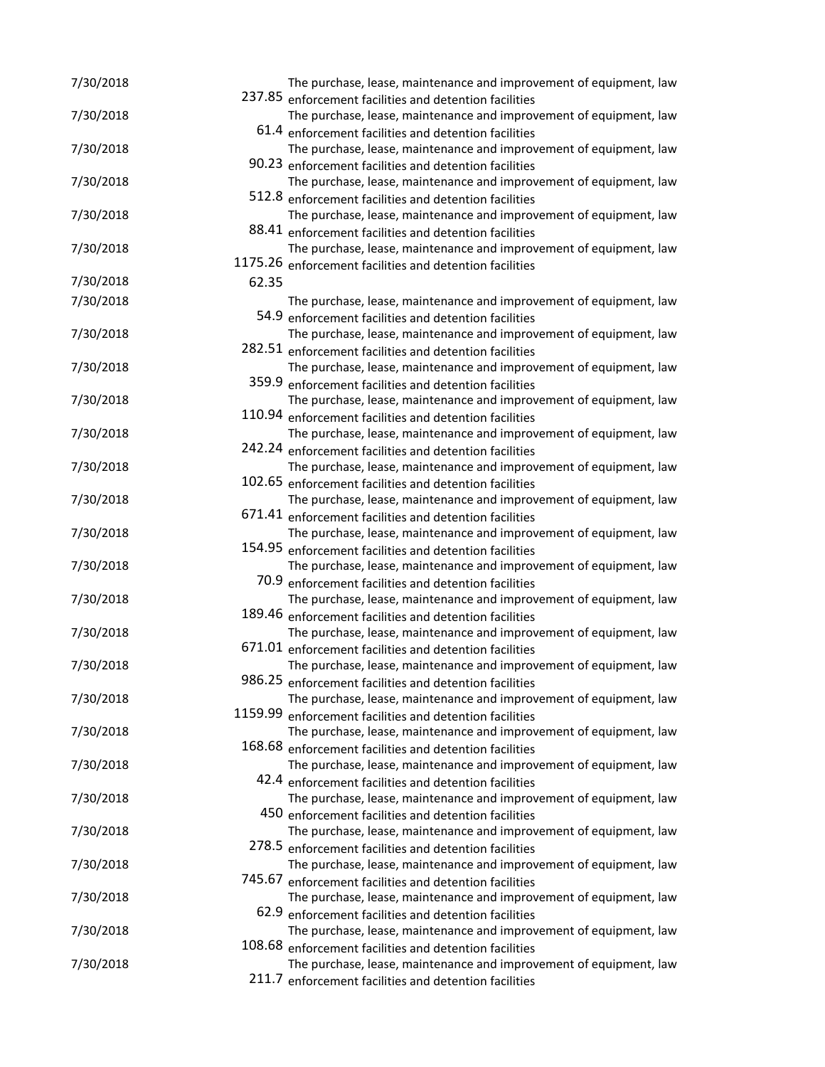| | | |
|---|---|---|
| 7/30/2018 | 237.85 | The purchase, lease, maintenance and improvement of equipment, law enforcement facilities and detention facilities |
| 7/30/2018 | 61.4 | The purchase, lease, maintenance and improvement of equipment, law enforcement facilities and detention facilities |
| 7/30/2018 | 90.23 | The purchase, lease, maintenance and improvement of equipment, law enforcement facilities and detention facilities |
| 7/30/2018 | 512.8 | The purchase, lease, maintenance and improvement of equipment, law enforcement facilities and detention facilities |
| 7/30/2018 | 88.41 | The purchase, lease, maintenance and improvement of equipment, law enforcement facilities and detention facilities |
| 7/30/2018 | 1175.26 | The purchase, lease, maintenance and improvement of equipment, law enforcement facilities and detention facilities |
| 7/30/2018 | 62.35 | |
| 7/30/2018 | 54.9 | The purchase, lease, maintenance and improvement of equipment, law enforcement facilities and detention facilities |
| 7/30/2018 | 282.51 | The purchase, lease, maintenance and improvement of equipment, law enforcement facilities and detention facilities |
| 7/30/2018 | 359.9 | The purchase, lease, maintenance and improvement of equipment, law enforcement facilities and detention facilities |
| 7/30/2018 | 110.94 | The purchase, lease, maintenance and improvement of equipment, law enforcement facilities and detention facilities |
| 7/30/2018 | 242.24 | The purchase, lease, maintenance and improvement of equipment, law enforcement facilities and detention facilities |
| 7/30/2018 | 102.65 | The purchase, lease, maintenance and improvement of equipment, law enforcement facilities and detention facilities |
| 7/30/2018 | 671.41 | The purchase, lease, maintenance and improvement of equipment, law enforcement facilities and detention facilities |
| 7/30/2018 | 154.95 | The purchase, lease, maintenance and improvement of equipment, law enforcement facilities and detention facilities |
| 7/30/2018 | 70.9 | The purchase, lease, maintenance and improvement of equipment, law enforcement facilities and detention facilities |
| 7/30/2018 | 189.46 | The purchase, lease, maintenance and improvement of equipment, law enforcement facilities and detention facilities |
| 7/30/2018 | 671.01 | The purchase, lease, maintenance and improvement of equipment, law enforcement facilities and detention facilities |
| 7/30/2018 | 986.25 | The purchase, lease, maintenance and improvement of equipment, law enforcement facilities and detention facilities |
| 7/30/2018 | 1159.99 | The purchase, lease, maintenance and improvement of equipment, law enforcement facilities and detention facilities |
| 7/30/2018 | 168.68 | The purchase, lease, maintenance and improvement of equipment, law enforcement facilities and detention facilities |
| 7/30/2018 | 42.4 | The purchase, lease, maintenance and improvement of equipment, law enforcement facilities and detention facilities |
| 7/30/2018 | 450 | The purchase, lease, maintenance and improvement of equipment, law enforcement facilities and detention facilities |
| 7/30/2018 | 278.5 | The purchase, lease, maintenance and improvement of equipment, law enforcement facilities and detention facilities |
| 7/30/2018 | 745.67 | The purchase, lease, maintenance and improvement of equipment, law enforcement facilities and detention facilities |
| 7/30/2018 | 62.9 | The purchase, lease, maintenance and improvement of equipment, law enforcement facilities and detention facilities |
| 7/30/2018 | 108.68 | The purchase, lease, maintenance and improvement of equipment, law enforcement facilities and detention facilities |
| 7/30/2018 | 211.7 | The purchase, lease, maintenance and improvement of equipment, law enforcement facilities and detention facilities |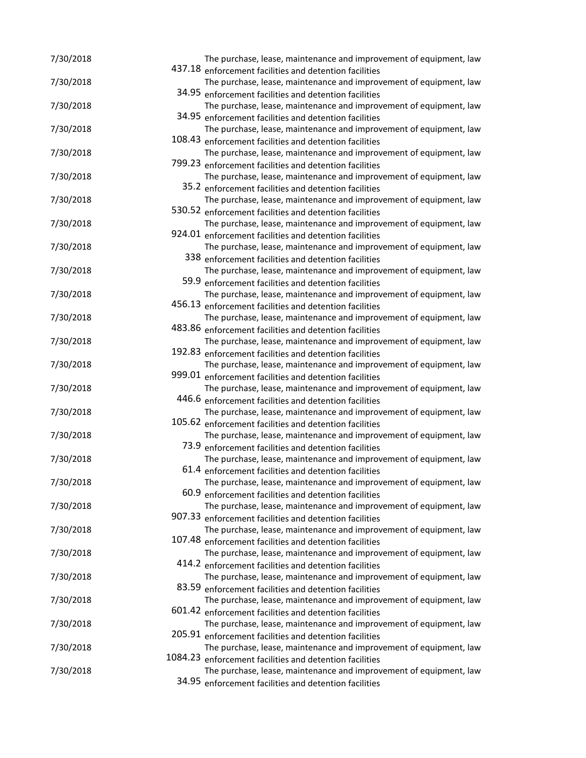| | | |
|---|---|---|
| 7/30/2018 | 437.18 | The purchase, lease, maintenance and improvement of equipment, law enforcement facilities and detention facilities |
| 7/30/2018 | 34.95 | The purchase, lease, maintenance and improvement of equipment, law enforcement facilities and detention facilities |
| 7/30/2018 | 34.95 | The purchase, lease, maintenance and improvement of equipment, law enforcement facilities and detention facilities |
| 7/30/2018 | 108.43 | The purchase, lease, maintenance and improvement of equipment, law enforcement facilities and detention facilities |
| 7/30/2018 | 799.23 | The purchase, lease, maintenance and improvement of equipment, law enforcement facilities and detention facilities |
| 7/30/2018 | 35.2 | The purchase, lease, maintenance and improvement of equipment, law enforcement facilities and detention facilities |
| 7/30/2018 | 530.52 | The purchase, lease, maintenance and improvement of equipment, law enforcement facilities and detention facilities |
| 7/30/2018 | 924.01 | The purchase, lease, maintenance and improvement of equipment, law enforcement facilities and detention facilities |
| 7/30/2018 | 338 | The purchase, lease, maintenance and improvement of equipment, law enforcement facilities and detention facilities |
| 7/30/2018 | 59.9 | The purchase, lease, maintenance and improvement of equipment, law enforcement facilities and detention facilities |
| 7/30/2018 | 456.13 | The purchase, lease, maintenance and improvement of equipment, law enforcement facilities and detention facilities |
| 7/30/2018 | 483.86 | The purchase, lease, maintenance and improvement of equipment, law enforcement facilities and detention facilities |
| 7/30/2018 | 192.83 | The purchase, lease, maintenance and improvement of equipment, law enforcement facilities and detention facilities |
| 7/30/2018 | 999.01 | The purchase, lease, maintenance and improvement of equipment, law enforcement facilities and detention facilities |
| 7/30/2018 | 446.6 | The purchase, lease, maintenance and improvement of equipment, law enforcement facilities and detention facilities |
| 7/30/2018 | 105.62 | The purchase, lease, maintenance and improvement of equipment, law enforcement facilities and detention facilities |
| 7/30/2018 | 73.9 | The purchase, lease, maintenance and improvement of equipment, law enforcement facilities and detention facilities |
| 7/30/2018 | 61.4 | The purchase, lease, maintenance and improvement of equipment, law enforcement facilities and detention facilities |
| 7/30/2018 | 60.9 | The purchase, lease, maintenance and improvement of equipment, law enforcement facilities and detention facilities |
| 7/30/2018 | 907.33 | The purchase, lease, maintenance and improvement of equipment, law enforcement facilities and detention facilities |
| 7/30/2018 | 107.48 | The purchase, lease, maintenance and improvement of equipment, law enforcement facilities and detention facilities |
| 7/30/2018 | 414.2 | The purchase, lease, maintenance and improvement of equipment, law enforcement facilities and detention facilities |
| 7/30/2018 | 83.59 | The purchase, lease, maintenance and improvement of equipment, law enforcement facilities and detention facilities |
| 7/30/2018 | 601.42 | The purchase, lease, maintenance and improvement of equipment, law enforcement facilities and detention facilities |
| 7/30/2018 | 205.91 | The purchase, lease, maintenance and improvement of equipment, law enforcement facilities and detention facilities |
| 7/30/2018 | 1084.23 | The purchase, lease, maintenance and improvement of equipment, law enforcement facilities and detention facilities |
| 7/30/2018 | 34.95 | The purchase, lease, maintenance and improvement of equipment, law enforcement facilities and detention facilities |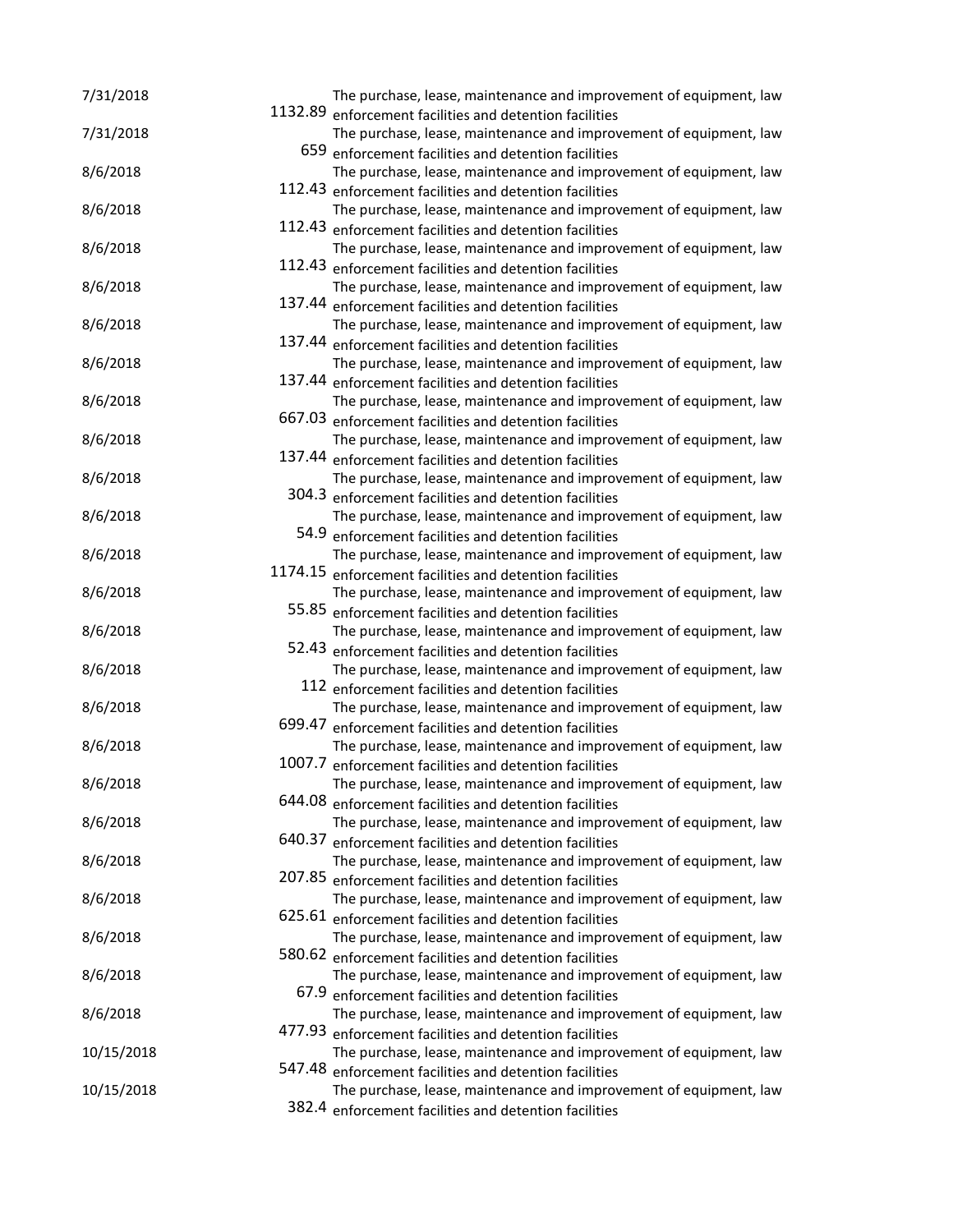| | | |
|---|---|---|
| 7/31/2018 | 1132.89 | The purchase, lease, maintenance and improvement of equipment, law enforcement facilities and detention facilities |
| 7/31/2018 | 659 | The purchase, lease, maintenance and improvement of equipment, law enforcement facilities and detention facilities |
| 8/6/2018 | 112.43 | The purchase, lease, maintenance and improvement of equipment, law enforcement facilities and detention facilities |
| 8/6/2018 | 112.43 | The purchase, lease, maintenance and improvement of equipment, law enforcement facilities and detention facilities |
| 8/6/2018 | 112.43 | The purchase, lease, maintenance and improvement of equipment, law enforcement facilities and detention facilities |
| 8/6/2018 | 137.44 | The purchase, lease, maintenance and improvement of equipment, law enforcement facilities and detention facilities |
| 8/6/2018 | 137.44 | The purchase, lease, maintenance and improvement of equipment, law enforcement facilities and detention facilities |
| 8/6/2018 | 137.44 | The purchase, lease, maintenance and improvement of equipment, law enforcement facilities and detention facilities |
| 8/6/2018 | 667.03 | The purchase, lease, maintenance and improvement of equipment, law enforcement facilities and detention facilities |
| 8/6/2018 | 137.44 | The purchase, lease, maintenance and improvement of equipment, law enforcement facilities and detention facilities |
| 8/6/2018 | 304.3 | The purchase, lease, maintenance and improvement of equipment, law enforcement facilities and detention facilities |
| 8/6/2018 | 54.9 | The purchase, lease, maintenance and improvement of equipment, law enforcement facilities and detention facilities |
| 8/6/2018 | 1174.15 | The purchase, lease, maintenance and improvement of equipment, law enforcement facilities and detention facilities |
| 8/6/2018 | 55.85 | The purchase, lease, maintenance and improvement of equipment, law enforcement facilities and detention facilities |
| 8/6/2018 | 52.43 | The purchase, lease, maintenance and improvement of equipment, law enforcement facilities and detention facilities |
| 8/6/2018 | 112 | The purchase, lease, maintenance and improvement of equipment, law enforcement facilities and detention facilities |
| 8/6/2018 | 699.47 | The purchase, lease, maintenance and improvement of equipment, law enforcement facilities and detention facilities |
| 8/6/2018 | 1007.7 | The purchase, lease, maintenance and improvement of equipment, law enforcement facilities and detention facilities |
| 8/6/2018 | 644.08 | The purchase, lease, maintenance and improvement of equipment, law enforcement facilities and detention facilities |
| 8/6/2018 | 640.37 | The purchase, lease, maintenance and improvement of equipment, law enforcement facilities and detention facilities |
| 8/6/2018 | 207.85 | The purchase, lease, maintenance and improvement of equipment, law enforcement facilities and detention facilities |
| 8/6/2018 | 625.61 | The purchase, lease, maintenance and improvement of equipment, law enforcement facilities and detention facilities |
| 8/6/2018 | 580.62 | The purchase, lease, maintenance and improvement of equipment, law enforcement facilities and detention facilities |
| 8/6/2018 | 67.9 | The purchase, lease, maintenance and improvement of equipment, law enforcement facilities and detention facilities |
| 8/6/2018 | 477.93 | The purchase, lease, maintenance and improvement of equipment, law enforcement facilities and detention facilities |
| 10/15/2018 | 547.48 | The purchase, lease, maintenance and improvement of equipment, law enforcement facilities and detention facilities |
| 10/15/2018 | 382.4 | The purchase, lease, maintenance and improvement of equipment, law enforcement facilities and detention facilities |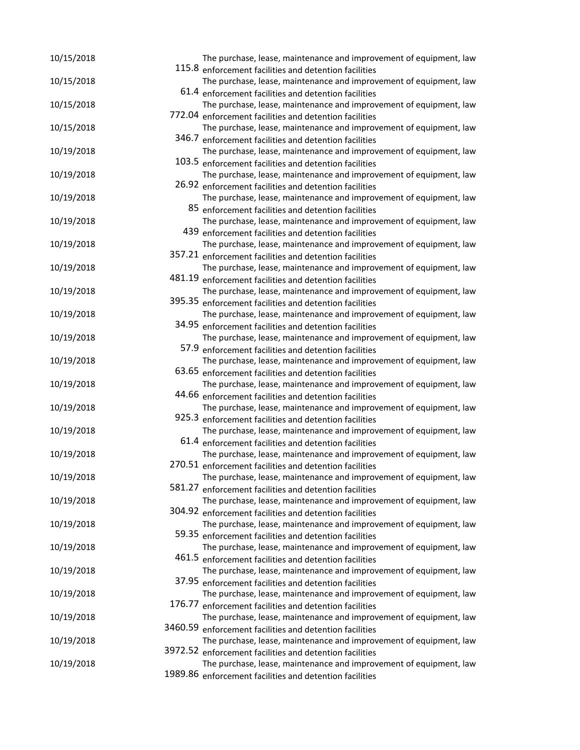| | | |
|---|---|---|
| 10/15/2018 | 115.8 | The purchase, lease, maintenance and improvement of equipment, law enforcement facilities and detention facilities |
| 10/15/2018 | 61.4 | The purchase, lease, maintenance and improvement of equipment, law enforcement facilities and detention facilities |
| 10/15/2018 | 772.04 | The purchase, lease, maintenance and improvement of equipment, law enforcement facilities and detention facilities |
| 10/15/2018 | 346.7 | The purchase, lease, maintenance and improvement of equipment, law enforcement facilities and detention facilities |
| 10/19/2018 | 103.5 | The purchase, lease, maintenance and improvement of equipment, law enforcement facilities and detention facilities |
| 10/19/2018 | 26.92 | The purchase, lease, maintenance and improvement of equipment, law enforcement facilities and detention facilities |
| 10/19/2018 | 85 | The purchase, lease, maintenance and improvement of equipment, law enforcement facilities and detention facilities |
| 10/19/2018 | 439 | The purchase, lease, maintenance and improvement of equipment, law enforcement facilities and detention facilities |
| 10/19/2018 | 357.21 | The purchase, lease, maintenance and improvement of equipment, law enforcement facilities and detention facilities |
| 10/19/2018 | 481.19 | The purchase, lease, maintenance and improvement of equipment, law enforcement facilities and detention facilities |
| 10/19/2018 | 395.35 | The purchase, lease, maintenance and improvement of equipment, law enforcement facilities and detention facilities |
| 10/19/2018 | 34.95 | The purchase, lease, maintenance and improvement of equipment, law enforcement facilities and detention facilities |
| 10/19/2018 | 57.9 | The purchase, lease, maintenance and improvement of equipment, law enforcement facilities and detention facilities |
| 10/19/2018 | 63.65 | The purchase, lease, maintenance and improvement of equipment, law enforcement facilities and detention facilities |
| 10/19/2018 | 44.66 | The purchase, lease, maintenance and improvement of equipment, law enforcement facilities and detention facilities |
| 10/19/2018 | 925.3 | The purchase, lease, maintenance and improvement of equipment, law enforcement facilities and detention facilities |
| 10/19/2018 | 61.4 | The purchase, lease, maintenance and improvement of equipment, law enforcement facilities and detention facilities |
| 10/19/2018 | 270.51 | The purchase, lease, maintenance and improvement of equipment, law enforcement facilities and detention facilities |
| 10/19/2018 | 581.27 | The purchase, lease, maintenance and improvement of equipment, law enforcement facilities and detention facilities |
| 10/19/2018 | 304.92 | The purchase, lease, maintenance and improvement of equipment, law enforcement facilities and detention facilities |
| 10/19/2018 | 59.35 | The purchase, lease, maintenance and improvement of equipment, law enforcement facilities and detention facilities |
| 10/19/2018 | 461.5 | The purchase, lease, maintenance and improvement of equipment, law enforcement facilities and detention facilities |
| 10/19/2018 | 37.95 | The purchase, lease, maintenance and improvement of equipment, law enforcement facilities and detention facilities |
| 10/19/2018 | 176.77 | The purchase, lease, maintenance and improvement of equipment, law enforcement facilities and detention facilities |
| 10/19/2018 | 3460.59 | The purchase, lease, maintenance and improvement of equipment, law enforcement facilities and detention facilities |
| 10/19/2018 | 3972.52 | The purchase, lease, maintenance and improvement of equipment, law enforcement facilities and detention facilities |
| 10/19/2018 | 1989.86 | The purchase, lease, maintenance and improvement of equipment, law enforcement facilities and detention facilities |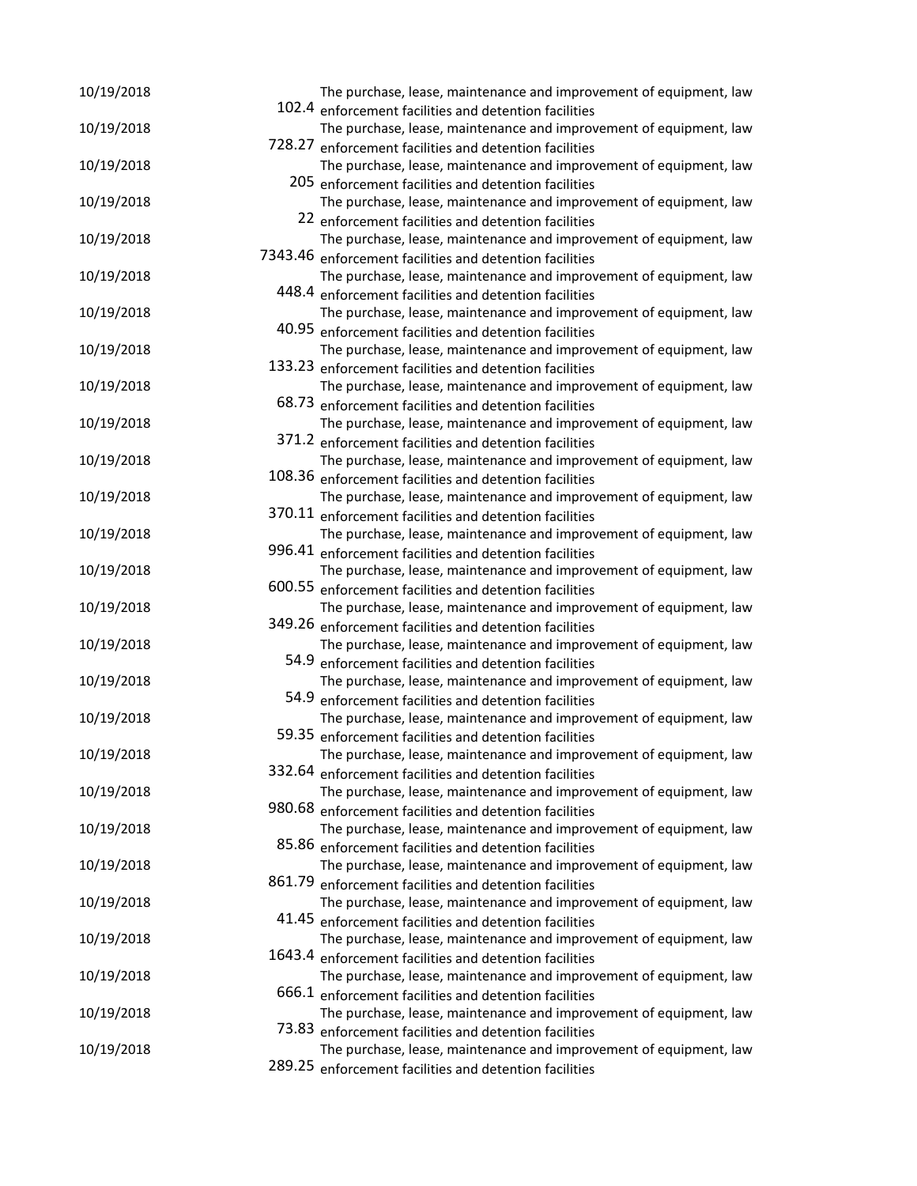| | | |
|---|---|---|
| 10/19/2018 | 102.4 | The purchase, lease, maintenance and improvement of equipment, law enforcement facilities and detention facilities |
| 10/19/2018 | 728.27 | The purchase, lease, maintenance and improvement of equipment, law enforcement facilities and detention facilities |
| 10/19/2018 | 205 | The purchase, lease, maintenance and improvement of equipment, law enforcement facilities and detention facilities |
| 10/19/2018 | 22 | The purchase, lease, maintenance and improvement of equipment, law enforcement facilities and detention facilities |
| 10/19/2018 | 7343.46 | The purchase, lease, maintenance and improvement of equipment, law enforcement facilities and detention facilities |
| 10/19/2018 | 448.4 | The purchase, lease, maintenance and improvement of equipment, law enforcement facilities and detention facilities |
| 10/19/2018 | 40.95 | The purchase, lease, maintenance and improvement of equipment, law enforcement facilities and detention facilities |
| 10/19/2018 | 133.23 | The purchase, lease, maintenance and improvement of equipment, law enforcement facilities and detention facilities |
| 10/19/2018 | 68.73 | The purchase, lease, maintenance and improvement of equipment, law enforcement facilities and detention facilities |
| 10/19/2018 | 371.2 | The purchase, lease, maintenance and improvement of equipment, law enforcement facilities and detention facilities |
| 10/19/2018 | 108.36 | The purchase, lease, maintenance and improvement of equipment, law enforcement facilities and detention facilities |
| 10/19/2018 | 370.11 | The purchase, lease, maintenance and improvement of equipment, law enforcement facilities and detention facilities |
| 10/19/2018 | 996.41 | The purchase, lease, maintenance and improvement of equipment, law enforcement facilities and detention facilities |
| 10/19/2018 | 600.55 | The purchase, lease, maintenance and improvement of equipment, law enforcement facilities and detention facilities |
| 10/19/2018 | 349.26 | The purchase, lease, maintenance and improvement of equipment, law enforcement facilities and detention facilities |
| 10/19/2018 | 54.9 | The purchase, lease, maintenance and improvement of equipment, law enforcement facilities and detention facilities |
| 10/19/2018 | 54.9 | The purchase, lease, maintenance and improvement of equipment, law enforcement facilities and detention facilities |
| 10/19/2018 | 59.35 | The purchase, lease, maintenance and improvement of equipment, law enforcement facilities and detention facilities |
| 10/19/2018 | 332.64 | The purchase, lease, maintenance and improvement of equipment, law enforcement facilities and detention facilities |
| 10/19/2018 | 980.68 | The purchase, lease, maintenance and improvement of equipment, law enforcement facilities and detention facilities |
| 10/19/2018 | 85.86 | The purchase, lease, maintenance and improvement of equipment, law enforcement facilities and detention facilities |
| 10/19/2018 | 861.79 | The purchase, lease, maintenance and improvement of equipment, law enforcement facilities and detention facilities |
| 10/19/2018 | 41.45 | The purchase, lease, maintenance and improvement of equipment, law enforcement facilities and detention facilities |
| 10/19/2018 | 1643.4 | The purchase, lease, maintenance and improvement of equipment, law enforcement facilities and detention facilities |
| 10/19/2018 | 666.1 | The purchase, lease, maintenance and improvement of equipment, law enforcement facilities and detention facilities |
| 10/19/2018 | 73.83 | The purchase, lease, maintenance and improvement of equipment, law enforcement facilities and detention facilities |
| 10/19/2018 | 289.25 | The purchase, lease, maintenance and improvement of equipment, law enforcement facilities and detention facilities |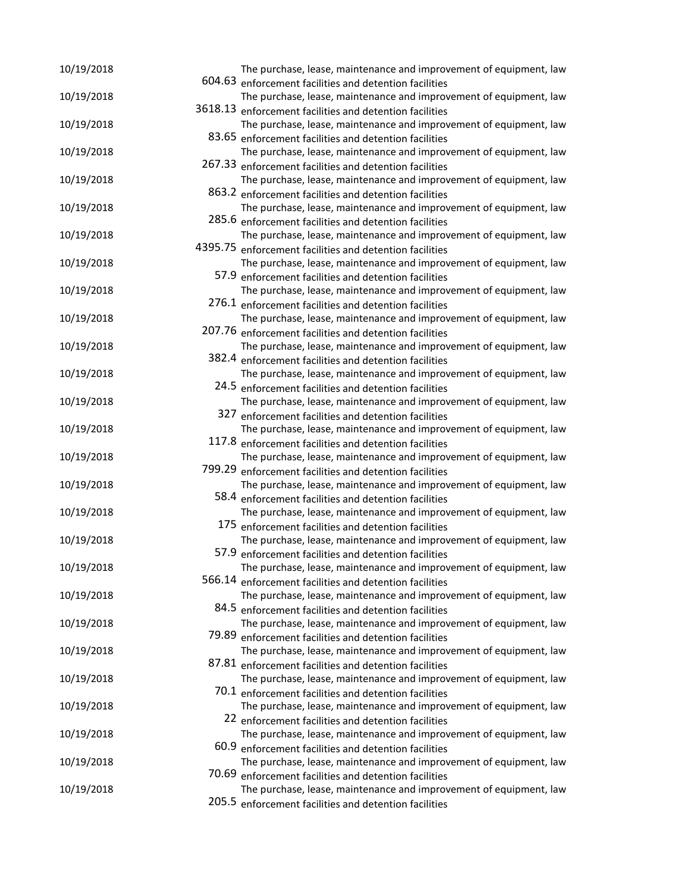| | | |
|---|---|---|
| 10/19/2018 | 604.63 | The purchase, lease, maintenance and improvement of equipment, law enforcement facilities and detention facilities |
| 10/19/2018 | 3618.13 | The purchase, lease, maintenance and improvement of equipment, law enforcement facilities and detention facilities |
| 10/19/2018 | 83.65 | The purchase, lease, maintenance and improvement of equipment, law enforcement facilities and detention facilities |
| 10/19/2018 | 267.33 | The purchase, lease, maintenance and improvement of equipment, law enforcement facilities and detention facilities |
| 10/19/2018 | 863.2 | The purchase, lease, maintenance and improvement of equipment, law enforcement facilities and detention facilities |
| 10/19/2018 | 285.6 | The purchase, lease, maintenance and improvement of equipment, law enforcement facilities and detention facilities |
| 10/19/2018 | 4395.75 | The purchase, lease, maintenance and improvement of equipment, law enforcement facilities and detention facilities |
| 10/19/2018 | 57.9 | The purchase, lease, maintenance and improvement of equipment, law enforcement facilities and detention facilities |
| 10/19/2018 | 276.1 | The purchase, lease, maintenance and improvement of equipment, law enforcement facilities and detention facilities |
| 10/19/2018 | 207.76 | The purchase, lease, maintenance and improvement of equipment, law enforcement facilities and detention facilities |
| 10/19/2018 | 382.4 | The purchase, lease, maintenance and improvement of equipment, law enforcement facilities and detention facilities |
| 10/19/2018 | 24.5 | The purchase, lease, maintenance and improvement of equipment, law enforcement facilities and detention facilities |
| 10/19/2018 | 327 | The purchase, lease, maintenance and improvement of equipment, law enforcement facilities and detention facilities |
| 10/19/2018 | 117.8 | The purchase, lease, maintenance and improvement of equipment, law enforcement facilities and detention facilities |
| 10/19/2018 | 799.29 | The purchase, lease, maintenance and improvement of equipment, law enforcement facilities and detention facilities |
| 10/19/2018 | 58.4 | The purchase, lease, maintenance and improvement of equipment, law enforcement facilities and detention facilities |
| 10/19/2018 | 175 | The purchase, lease, maintenance and improvement of equipment, law enforcement facilities and detention facilities |
| 10/19/2018 | 57.9 | The purchase, lease, maintenance and improvement of equipment, law enforcement facilities and detention facilities |
| 10/19/2018 | 566.14 | The purchase, lease, maintenance and improvement of equipment, law enforcement facilities and detention facilities |
| 10/19/2018 | 84.5 | The purchase, lease, maintenance and improvement of equipment, law enforcement facilities and detention facilities |
| 10/19/2018 | 79.89 | The purchase, lease, maintenance and improvement of equipment, law enforcement facilities and detention facilities |
| 10/19/2018 | 87.81 | The purchase, lease, maintenance and improvement of equipment, law enforcement facilities and detention facilities |
| 10/19/2018 | 70.1 | The purchase, lease, maintenance and improvement of equipment, law enforcement facilities and detention facilities |
| 10/19/2018 | 22 | The purchase, lease, maintenance and improvement of equipment, law enforcement facilities and detention facilities |
| 10/19/2018 | 60.9 | The purchase, lease, maintenance and improvement of equipment, law enforcement facilities and detention facilities |
| 10/19/2018 | 70.69 | The purchase, lease, maintenance and improvement of equipment, law enforcement facilities and detention facilities |
| 10/19/2018 | 205.5 | The purchase, lease, maintenance and improvement of equipment, law enforcement facilities and detention facilities |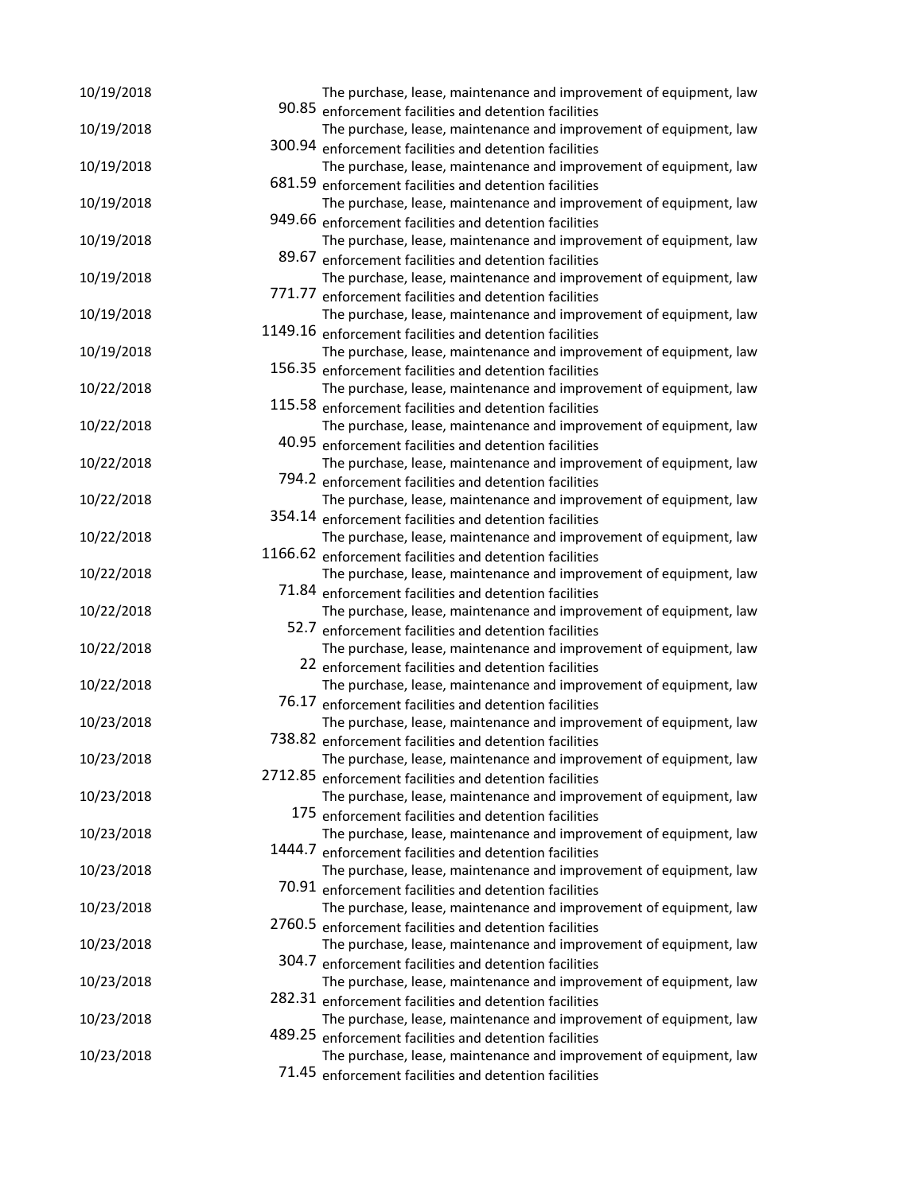| | | |
|---|---|---|
| 10/19/2018 | 90.85 | The purchase, lease, maintenance and improvement of equipment, law enforcement facilities and detention facilities |
| 10/19/2018 | 300.94 | The purchase, lease, maintenance and improvement of equipment, law enforcement facilities and detention facilities |
| 10/19/2018 | 681.59 | The purchase, lease, maintenance and improvement of equipment, law enforcement facilities and detention facilities |
| 10/19/2018 | 949.66 | The purchase, lease, maintenance and improvement of equipment, law enforcement facilities and detention facilities |
| 10/19/2018 | 89.67 | The purchase, lease, maintenance and improvement of equipment, law enforcement facilities and detention facilities |
| 10/19/2018 | 771.77 | The purchase, lease, maintenance and improvement of equipment, law enforcement facilities and detention facilities |
| 10/19/2018 | 1149.16 | The purchase, lease, maintenance and improvement of equipment, law enforcement facilities and detention facilities |
| 10/19/2018 | 156.35 | The purchase, lease, maintenance and improvement of equipment, law enforcement facilities and detention facilities |
| 10/22/2018 | 115.58 | The purchase, lease, maintenance and improvement of equipment, law enforcement facilities and detention facilities |
| 10/22/2018 | 40.95 | The purchase, lease, maintenance and improvement of equipment, law enforcement facilities and detention facilities |
| 10/22/2018 | 794.2 | The purchase, lease, maintenance and improvement of equipment, law enforcement facilities and detention facilities |
| 10/22/2018 | 354.14 | The purchase, lease, maintenance and improvement of equipment, law enforcement facilities and detention facilities |
| 10/22/2018 | 1166.62 | The purchase, lease, maintenance and improvement of equipment, law enforcement facilities and detention facilities |
| 10/22/2018 | 71.84 | The purchase, lease, maintenance and improvement of equipment, law enforcement facilities and detention facilities |
| 10/22/2018 | 52.7 | The purchase, lease, maintenance and improvement of equipment, law enforcement facilities and detention facilities |
| 10/22/2018 | 22 | The purchase, lease, maintenance and improvement of equipment, law enforcement facilities and detention facilities |
| 10/22/2018 | 76.17 | The purchase, lease, maintenance and improvement of equipment, law enforcement facilities and detention facilities |
| 10/23/2018 | 738.82 | The purchase, lease, maintenance and improvement of equipment, law enforcement facilities and detention facilities |
| 10/23/2018 | 2712.85 | The purchase, lease, maintenance and improvement of equipment, law enforcement facilities and detention facilities |
| 10/23/2018 | 175 | The purchase, lease, maintenance and improvement of equipment, law enforcement facilities and detention facilities |
| 10/23/2018 | 1444.7 | The purchase, lease, maintenance and improvement of equipment, law enforcement facilities and detention facilities |
| 10/23/2018 | 70.91 | The purchase, lease, maintenance and improvement of equipment, law enforcement facilities and detention facilities |
| 10/23/2018 | 2760.5 | The purchase, lease, maintenance and improvement of equipment, law enforcement facilities and detention facilities |
| 10/23/2018 | 304.7 | The purchase, lease, maintenance and improvement of equipment, law enforcement facilities and detention facilities |
| 10/23/2018 | 282.31 | The purchase, lease, maintenance and improvement of equipment, law enforcement facilities and detention facilities |
| 10/23/2018 | 489.25 | The purchase, lease, maintenance and improvement of equipment, law enforcement facilities and detention facilities |
| 10/23/2018 | 71.45 | The purchase, lease, maintenance and improvement of equipment, law enforcement facilities and detention facilities |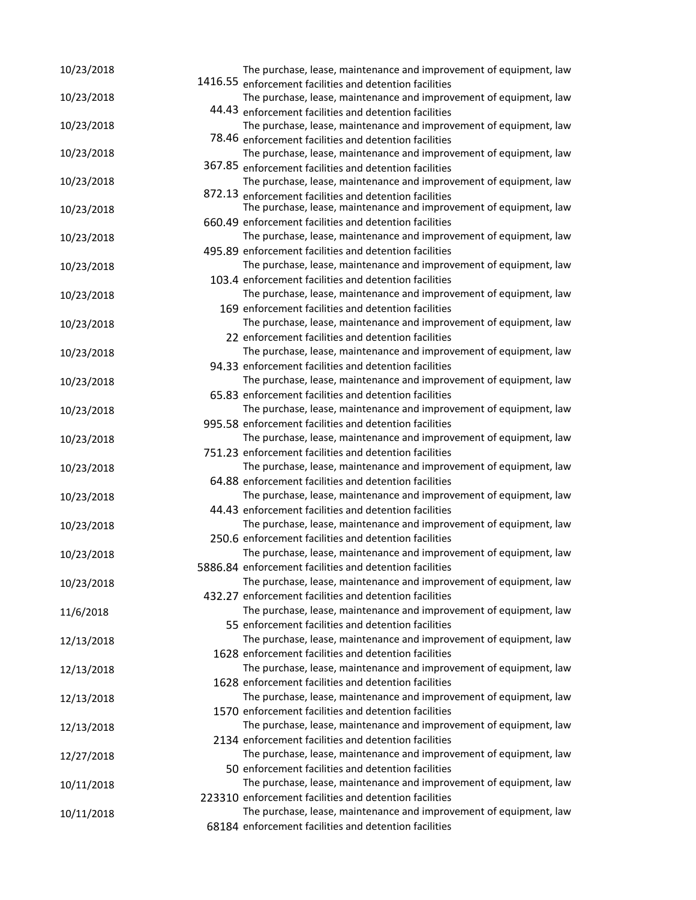| | | |
|---|---|---|
| 10/23/2018 | 1416.55 | The purchase, lease, maintenance and improvement of equipment, law enforcement facilities and detention facilities |
| 10/23/2018 | 44.43 | The purchase, lease, maintenance and improvement of equipment, law enforcement facilities and detention facilities |
| 10/23/2018 | 78.46 | The purchase, lease, maintenance and improvement of equipment, law enforcement facilities and detention facilities |
| 10/23/2018 | 367.85 | The purchase, lease, maintenance and improvement of equipment, law enforcement facilities and detention facilities |
| 10/23/2018 | 872.13 | The purchase, lease, maintenance and improvement of equipment, law enforcement facilities and detention facilities |
| 10/23/2018 | 660.49 | The purchase, lease, maintenance and improvement of equipment, law enforcement facilities and detention facilities |
| 10/23/2018 | 495.89 | The purchase, lease, maintenance and improvement of equipment, law enforcement facilities and detention facilities |
| 10/23/2018 | 103.4 | The purchase, lease, maintenance and improvement of equipment, law enforcement facilities and detention facilities |
| 10/23/2018 | 169 | The purchase, lease, maintenance and improvement of equipment, law enforcement facilities and detention facilities |
| 10/23/2018 | 22 | The purchase, lease, maintenance and improvement of equipment, law enforcement facilities and detention facilities |
| 10/23/2018 | 94.33 | The purchase, lease, maintenance and improvement of equipment, law enforcement facilities and detention facilities |
| 10/23/2018 | 65.83 | The purchase, lease, maintenance and improvement of equipment, law enforcement facilities and detention facilities |
| 10/23/2018 | 995.58 | The purchase, lease, maintenance and improvement of equipment, law enforcement facilities and detention facilities |
| 10/23/2018 | 751.23 | The purchase, lease, maintenance and improvement of equipment, law enforcement facilities and detention facilities |
| 10/23/2018 | 64.88 | The purchase, lease, maintenance and improvement of equipment, law enforcement facilities and detention facilities |
| 10/23/2018 | 44.43 | The purchase, lease, maintenance and improvement of equipment, law enforcement facilities and detention facilities |
| 10/23/2018 | 250.6 | The purchase, lease, maintenance and improvement of equipment, law enforcement facilities and detention facilities |
| 10/23/2018 | 5886.84 | The purchase, lease, maintenance and improvement of equipment, law enforcement facilities and detention facilities |
| 10/23/2018 | 432.27 | The purchase, lease, maintenance and improvement of equipment, law enforcement facilities and detention facilities |
| 11/6/2018 | 55 | The purchase, lease, maintenance and improvement of equipment, law enforcement facilities and detention facilities |
| 12/13/2018 | 1628 | The purchase, lease, maintenance and improvement of equipment, law enforcement facilities and detention facilities |
| 12/13/2018 | 1628 | The purchase, lease, maintenance and improvement of equipment, law enforcement facilities and detention facilities |
| 12/13/2018 | 1570 | The purchase, lease, maintenance and improvement of equipment, law enforcement facilities and detention facilities |
| 12/13/2018 | 2134 | The purchase, lease, maintenance and improvement of equipment, law enforcement facilities and detention facilities |
| 12/27/2018 | 50 | The purchase, lease, maintenance and improvement of equipment, law enforcement facilities and detention facilities |
| 10/11/2018 | 223310 | The purchase, lease, maintenance and improvement of equipment, law enforcement facilities and detention facilities |
| 10/11/2018 | 68184 | The purchase, lease, maintenance and improvement of equipment, law enforcement facilities and detention facilities |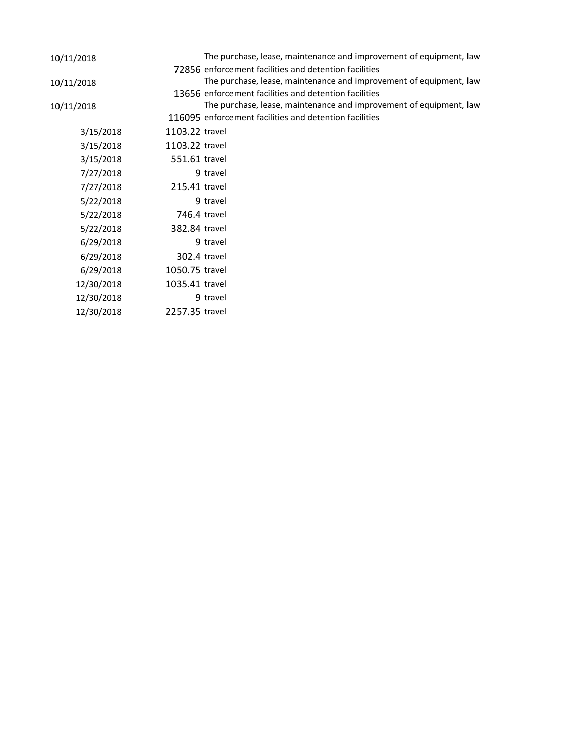| | | |
|---|---|---|
| 10/11/2018 | 72856 | The purchase, lease, maintenance and improvement of equipment, law enforcement facilities and detention facilities |
| 10/11/2018 | 13656 | The purchase, lease, maintenance and improvement of equipment, law enforcement facilities and detention facilities |
| 10/11/2018 | 116095 | The purchase, lease, maintenance and improvement of equipment, law enforcement facilities and detention facilities |
| 3/15/2018 | 1103.22 | travel |
| 3/15/2018 | 1103.22 | travel |
| 3/15/2018 | 551.61 | travel |
| 7/27/2018 | 9 | travel |
| 7/27/2018 | 215.41 | travel |
| 5/22/2018 | 9 | travel |
| 5/22/2018 | 746.4 | travel |
| 5/22/2018 | 382.84 | travel |
| 6/29/2018 | 9 | travel |
| 6/29/2018 | 302.4 | travel |
| 6/29/2018 | 1050.75 | travel |
| 12/30/2018 | 1035.41 | travel |
| 12/30/2018 | 9 | travel |
| 12/30/2018 | 2257.35 | travel |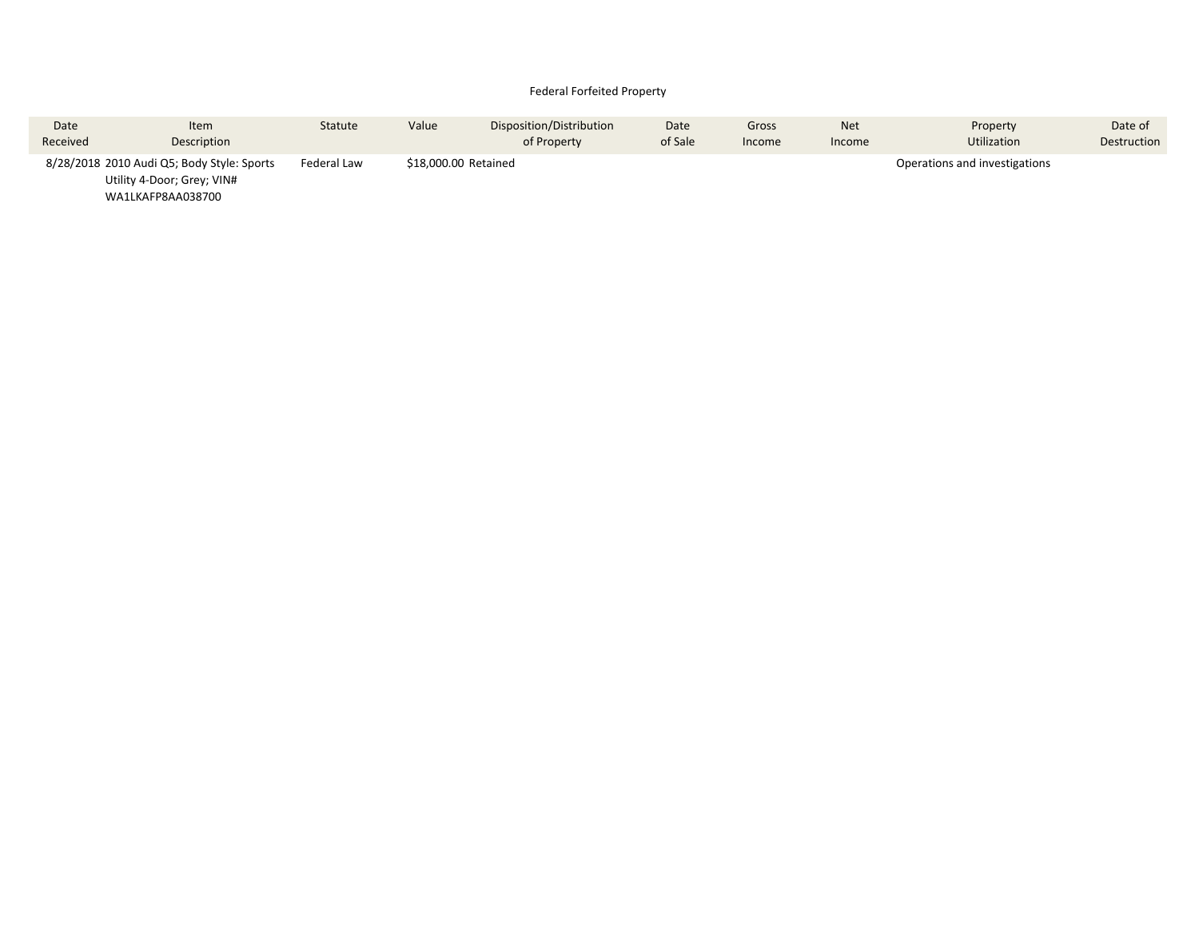Federal Forfeited Property

| Date Received | Item Description | Statute | Value | Disposition/Distribution of Property | Date of Sale | Gross Income | Net Income | Property Utilization | Date of Destruction |
|---|---|---|---|---|---|---|---|---|---|
| 8/28/2018 | 2010 Audi Q5; Body Style: Sports Utility 4-Door; Grey; VIN# WA1LKAFP8AA038700 | Federal Law | $18,000.00 | Retained | | | | Operations and investigations | |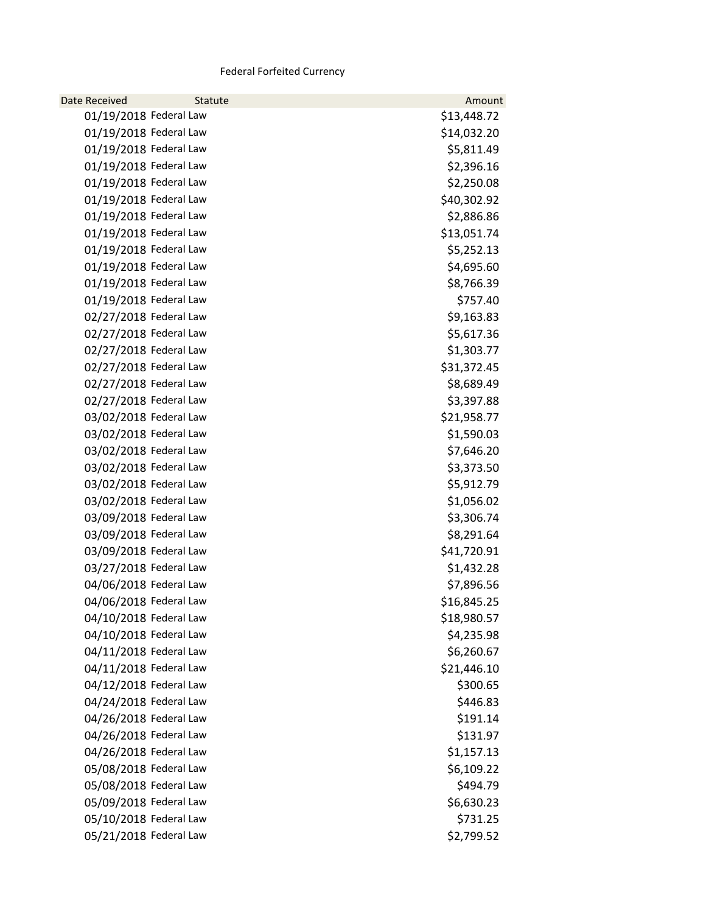Federal Forfeited Currency

| Date Received | Statute | Amount |
|---|---|---|
| 01/19/2018 | Federal Law | $13,448.72 |
| 01/19/2018 | Federal Law | $14,032.20 |
| 01/19/2018 | Federal Law | $5,811.49 |
| 01/19/2018 | Federal Law | $2,396.16 |
| 01/19/2018 | Federal Law | $2,250.08 |
| 01/19/2018 | Federal Law | $40,302.92 |
| 01/19/2018 | Federal Law | $2,886.86 |
| 01/19/2018 | Federal Law | $13,051.74 |
| 01/19/2018 | Federal Law | $5,252.13 |
| 01/19/2018 | Federal Law | $4,695.60 |
| 01/19/2018 | Federal Law | $8,766.39 |
| 01/19/2018 | Federal Law | $757.40 |
| 02/27/2018 | Federal Law | $9,163.83 |
| 02/27/2018 | Federal Law | $5,617.36 |
| 02/27/2018 | Federal Law | $1,303.77 |
| 02/27/2018 | Federal Law | $31,372.45 |
| 02/27/2018 | Federal Law | $8,689.49 |
| 02/27/2018 | Federal Law | $3,397.88 |
| 03/02/2018 | Federal Law | $21,958.77 |
| 03/02/2018 | Federal Law | $1,590.03 |
| 03/02/2018 | Federal Law | $7,646.20 |
| 03/02/2018 | Federal Law | $3,373.50 |
| 03/02/2018 | Federal Law | $5,912.79 |
| 03/02/2018 | Federal Law | $1,056.02 |
| 03/09/2018 | Federal Law | $3,306.74 |
| 03/09/2018 | Federal Law | $8,291.64 |
| 03/09/2018 | Federal Law | $41,720.91 |
| 03/27/2018 | Federal Law | $1,432.28 |
| 04/06/2018 | Federal Law | $7,896.56 |
| 04/06/2018 | Federal Law | $16,845.25 |
| 04/10/2018 | Federal Law | $18,980.57 |
| 04/10/2018 | Federal Law | $4,235.98 |
| 04/11/2018 | Federal Law | $6,260.67 |
| 04/11/2018 | Federal Law | $21,446.10 |
| 04/12/2018 | Federal Law | $300.65 |
| 04/24/2018 | Federal Law | $446.83 |
| 04/26/2018 | Federal Law | $191.14 |
| 04/26/2018 | Federal Law | $131.97 |
| 04/26/2018 | Federal Law | $1,157.13 |
| 05/08/2018 | Federal Law | $6,109.22 |
| 05/08/2018 | Federal Law | $494.79 |
| 05/09/2018 | Federal Law | $6,630.23 |
| 05/10/2018 | Federal Law | $731.25 |
| 05/21/2018 | Federal Law | $2,799.52 |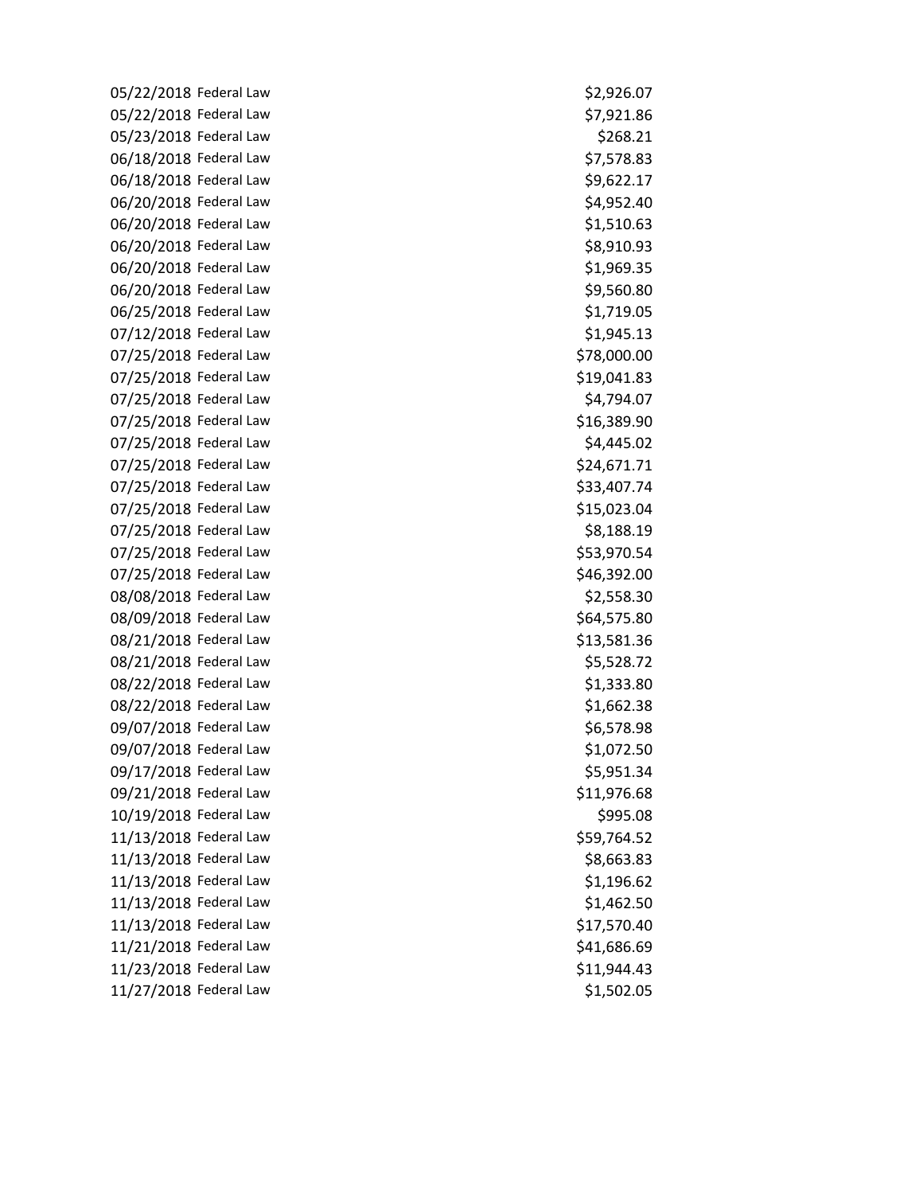| | | |
|---|---|---|
| 05/22/2018 | Federal Law | $2,926.07 |
| 05/22/2018 | Federal Law | $7,921.86 |
| 05/23/2018 | Federal Law | $268.21 |
| 06/18/2018 | Federal Law | $7,578.83 |
| 06/18/2018 | Federal Law | $9,622.17 |
| 06/20/2018 | Federal Law | $4,952.40 |
| 06/20/2018 | Federal Law | $1,510.63 |
| 06/20/2018 | Federal Law | $8,910.93 |
| 06/20/2018 | Federal Law | $1,969.35 |
| 06/20/2018 | Federal Law | $9,560.80 |
| 06/25/2018 | Federal Law | $1,719.05 |
| 07/12/2018 | Federal Law | $1,945.13 |
| 07/25/2018 | Federal Law | $78,000.00 |
| 07/25/2018 | Federal Law | $19,041.83 |
| 07/25/2018 | Federal Law | $4,794.07 |
| 07/25/2018 | Federal Law | $16,389.90 |
| 07/25/2018 | Federal Law | $4,445.02 |
| 07/25/2018 | Federal Law | $24,671.71 |
| 07/25/2018 | Federal Law | $33,407.74 |
| 07/25/2018 | Federal Law | $15,023.04 |
| 07/25/2018 | Federal Law | $8,188.19 |
| 07/25/2018 | Federal Law | $53,970.54 |
| 07/25/2018 | Federal Law | $46,392.00 |
| 08/08/2018 | Federal Law | $2,558.30 |
| 08/09/2018 | Federal Law | $64,575.80 |
| 08/21/2018 | Federal Law | $13,581.36 |
| 08/21/2018 | Federal Law | $5,528.72 |
| 08/22/2018 | Federal Law | $1,333.80 |
| 08/22/2018 | Federal Law | $1,662.38 |
| 09/07/2018 | Federal Law | $6,578.98 |
| 09/07/2018 | Federal Law | $1,072.50 |
| 09/17/2018 | Federal Law | $5,951.34 |
| 09/21/2018 | Federal Law | $11,976.68 |
| 10/19/2018 | Federal Law | $995.08 |
| 11/13/2018 | Federal Law | $59,764.52 |
| 11/13/2018 | Federal Law | $8,663.83 |
| 11/13/2018 | Federal Law | $1,196.62 |
| 11/13/2018 | Federal Law | $1,462.50 |
| 11/13/2018 | Federal Law | $17,570.40 |
| 11/21/2018 | Federal Law | $41,686.69 |
| 11/23/2018 | Federal Law | $11,944.43 |
| 11/27/2018 | Federal Law | $1,502.05 |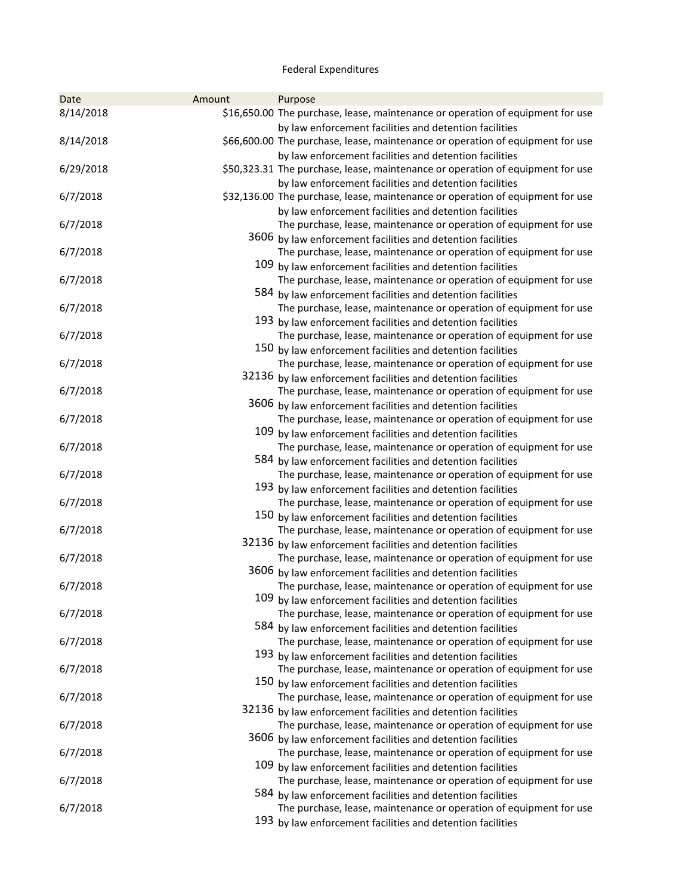Federal Expenditures

| Date | Amount | Purpose |
| --- | --- | --- |
| 8/14/2018 | $16,650.00 | The purchase, lease, maintenance or operation of equipment for use by law enforcement facilities and detention facilities |
| 8/14/2018 | $66,600.00 | The purchase, lease, maintenance or operation of equipment for use by law enforcement facilities and detention facilities |
| 6/29/2018 | $50,323.31 | The purchase, lease, maintenance or operation of equipment for use by law enforcement facilities and detention facilities |
| 6/7/2018 | $32,136.00 | The purchase, lease, maintenance or operation of equipment for use by law enforcement facilities and detention facilities |
| 6/7/2018 | 3606 | The purchase, lease, maintenance or operation of equipment for use by law enforcement facilities and detention facilities |
| 6/7/2018 | 109 | The purchase, lease, maintenance or operation of equipment for use by law enforcement facilities and detention facilities |
| 6/7/2018 | 584 | The purchase, lease, maintenance or operation of equipment for use by law enforcement facilities and detention facilities |
| 6/7/2018 | 193 | The purchase, lease, maintenance or operation of equipment for use by law enforcement facilities and detention facilities |
| 6/7/2018 | 150 | The purchase, lease, maintenance or operation of equipment for use by law enforcement facilities and detention facilities |
| 6/7/2018 | 32136 | The purchase, lease, maintenance or operation of equipment for use by law enforcement facilities and detention facilities |
| 6/7/2018 | 3606 | The purchase, lease, maintenance or operation of equipment for use by law enforcement facilities and detention facilities |
| 6/7/2018 | 109 | The purchase, lease, maintenance or operation of equipment for use by law enforcement facilities and detention facilities |
| 6/7/2018 | 584 | The purchase, lease, maintenance or operation of equipment for use by law enforcement facilities and detention facilities |
| 6/7/2018 | 193 | The purchase, lease, maintenance or operation of equipment for use by law enforcement facilities and detention facilities |
| 6/7/2018 | 150 | The purchase, lease, maintenance or operation of equipment for use by law enforcement facilities and detention facilities |
| 6/7/2018 | 32136 | The purchase, lease, maintenance or operation of equipment for use by law enforcement facilities and detention facilities |
| 6/7/2018 | 3606 | The purchase, lease, maintenance or operation of equipment for use by law enforcement facilities and detention facilities |
| 6/7/2018 | 109 | The purchase, lease, maintenance or operation of equipment for use by law enforcement facilities and detention facilities |
| 6/7/2018 | 584 | The purchase, lease, maintenance or operation of equipment for use by law enforcement facilities and detention facilities |
| 6/7/2018 | 193 | The purchase, lease, maintenance or operation of equipment for use by law enforcement facilities and detention facilities |
| 6/7/2018 | 150 | The purchase, lease, maintenance or operation of equipment for use by law enforcement facilities and detention facilities |
| 6/7/2018 | 32136 | The purchase, lease, maintenance or operation of equipment for use by law enforcement facilities and detention facilities |
| 6/7/2018 | 3606 | The purchase, lease, maintenance or operation of equipment for use by law enforcement facilities and detention facilities |
| 6/7/2018 | 109 | The purchase, lease, maintenance or operation of equipment for use by law enforcement facilities and detention facilities |
| 6/7/2018 | 584 | The purchase, lease, maintenance or operation of equipment for use by law enforcement facilities and detention facilities |
| 6/7/2018 | 193 | The purchase, lease, maintenance or operation of equipment for use by law enforcement facilities and detention facilities |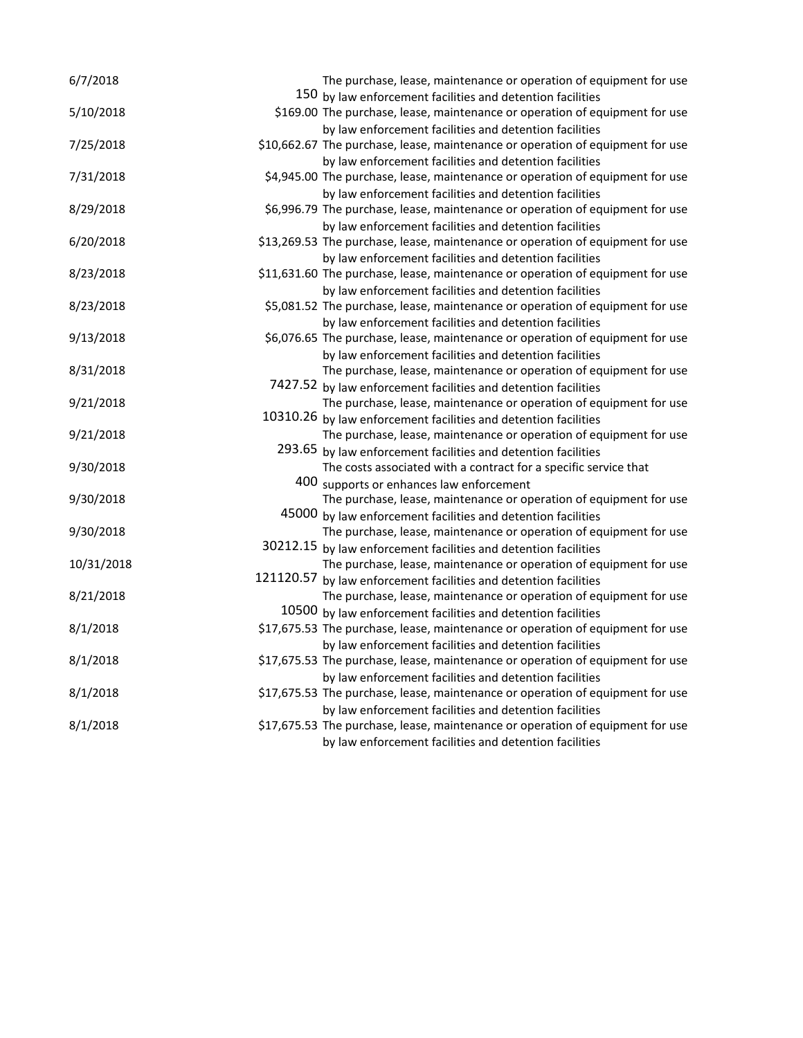| | | |
|---|---|---|
| 6/7/2018 | 150 | The purchase, lease, maintenance or operation of equipment for use by law enforcement facilities and detention facilities |
| 5/10/2018 | $169.00 | The purchase, lease, maintenance or operation of equipment for use by law enforcement facilities and detention facilities |
| 7/25/2018 | $10,662.67 | The purchase, lease, maintenance or operation of equipment for use by law enforcement facilities and detention facilities |
| 7/31/2018 | $4,945.00 | The purchase, lease, maintenance or operation of equipment for use by law enforcement facilities and detention facilities |
| 8/29/2018 | $6,996.79 | The purchase, lease, maintenance or operation of equipment for use by law enforcement facilities and detention facilities |
| 6/20/2018 | $13,269.53 | The purchase, lease, maintenance or operation of equipment for use by law enforcement facilities and detention facilities |
| 8/23/2018 | $11,631.60 | The purchase, lease, maintenance or operation of equipment for use by law enforcement facilities and detention facilities |
| 8/23/2018 | $5,081.52 | The purchase, lease, maintenance or operation of equipment for use by law enforcement facilities and detention facilities |
| 9/13/2018 | $6,076.65 | The purchase, lease, maintenance or operation of equipment for use by law enforcement facilities and detention facilities |
| 8/31/2018 | 7427.52 | The purchase, lease, maintenance or operation of equipment for use by law enforcement facilities and detention facilities |
| 9/21/2018 | 10310.26 | The purchase, lease, maintenance or operation of equipment for use by law enforcement facilities and detention facilities |
| 9/21/2018 | 293.65 | The purchase, lease, maintenance or operation of equipment for use by law enforcement facilities and detention facilities |
| 9/30/2018 | 400 | The costs associated with a contract for a specific service that supports or enhances law enforcement |
| 9/30/2018 | 45000 | The purchase, lease, maintenance or operation of equipment for use by law enforcement facilities and detention facilities |
| 9/30/2018 | 30212.15 | The purchase, lease, maintenance or operation of equipment for use by law enforcement facilities and detention facilities |
| 10/31/2018 | 121120.57 | The purchase, lease, maintenance or operation of equipment for use by law enforcement facilities and detention facilities |
| 8/21/2018 | 10500 | The purchase, lease, maintenance or operation of equipment for use by law enforcement facilities and detention facilities |
| 8/1/2018 | $17,675.53 | The purchase, lease, maintenance or operation of equipment for use by law enforcement facilities and detention facilities |
| 8/1/2018 | $17,675.53 | The purchase, lease, maintenance or operation of equipment for use by law enforcement facilities and detention facilities |
| 8/1/2018 | $17,675.53 | The purchase, lease, maintenance or operation of equipment for use by law enforcement facilities and detention facilities |
| 8/1/2018 | $17,675.53 | The purchase, lease, maintenance or operation of equipment for use by law enforcement facilities and detention facilities |